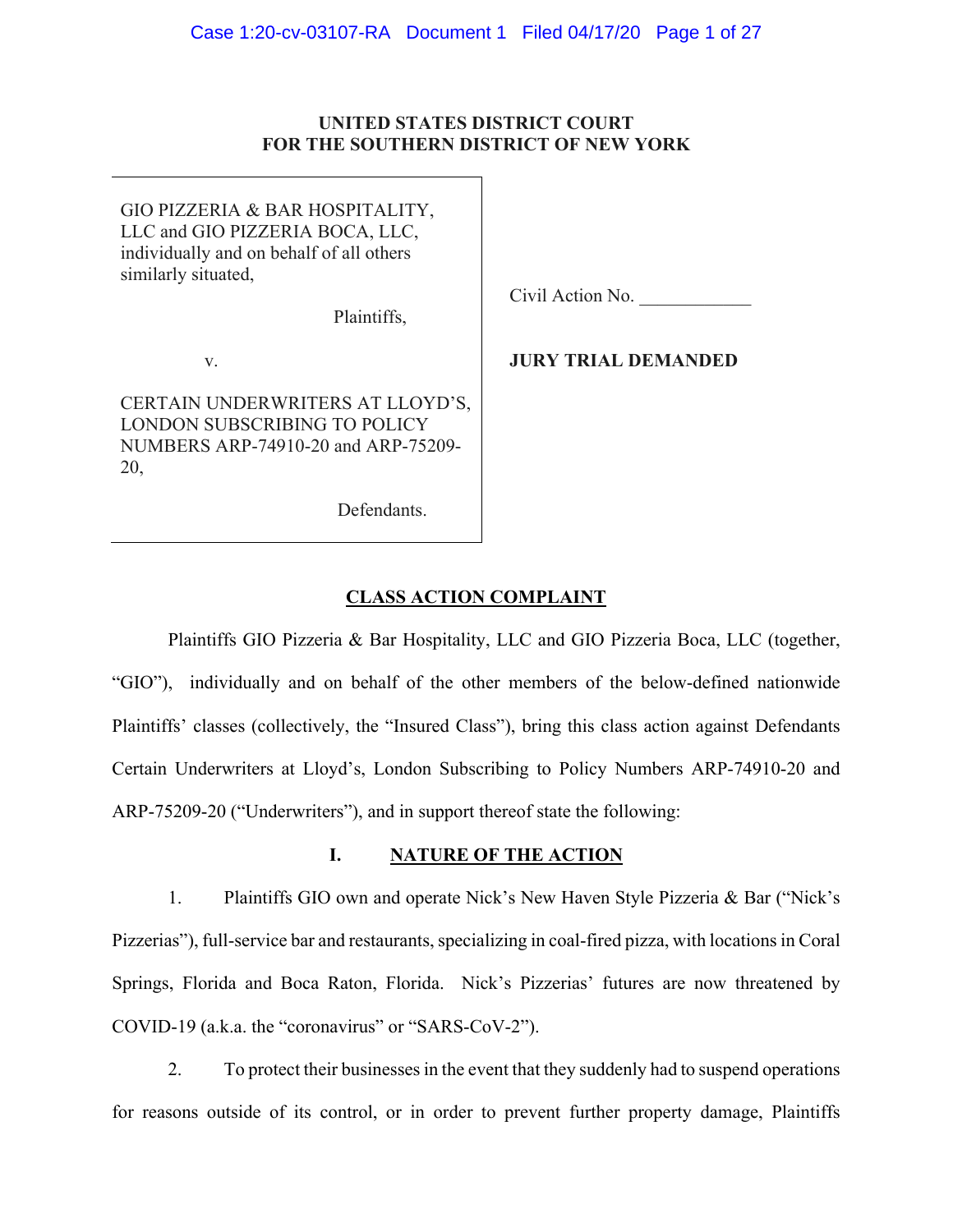**UNITED STATES DISTRICT COURT**
**FOR THE SOUTHERN DISTRICT OF NEW YORK**

| | |
|---|---|
| GIO PIZZERIA & BAR HOSPITALITY, LLC and GIO PIZZERIA BOCA, LLC, individually and on behalf of all others similarly situated,<br><br>Plaintiffs,<br><br>v.<br><br>CERTAIN UNDERWRITERS AT LLOYD'S, LONDON SUBSCRIBING TO POLICY NUMBERS ARP-74910-20 and ARP-75209-20,<br><br>Defendants. | Civil Action No. ____________<br><br>**JURY TRIAL DEMANDED** |

## CLASS ACTION COMPLAINT

Plaintiffs GIO Pizzeria & Bar Hospitality, LLC and GIO Pizzeria Boca, LLC (together, "GIO"), individually and on behalf of the other members of the below-defined nationwide Plaintiffs' classes (collectively, the "Insured Class"), bring this class action against Defendants Certain Underwriters at Lloyd's, London Subscribing to Policy Numbers ARP-74910-20 and ARP-75209-20 ("Underwriters"), and in support thereof state the following:

## I. NATURE OF THE ACTION

1. Plaintiffs GIO own and operate Nick's New Haven Style Pizzeria & Bar ("Nick's Pizzerias"), full-service bar and restaurants, specializing in coal-fired pizza, with locations in Coral Springs, Florida and Boca Raton, Florida. Nick's Pizzerias' futures are now threatened by COVID-19 (a.k.a. the "coronavirus" or "SARS-CoV-2").

2. To protect their businesses in the event that they suddenly had to suspend operations for reasons outside of its control, or in order to prevent further property damage, Plaintiffs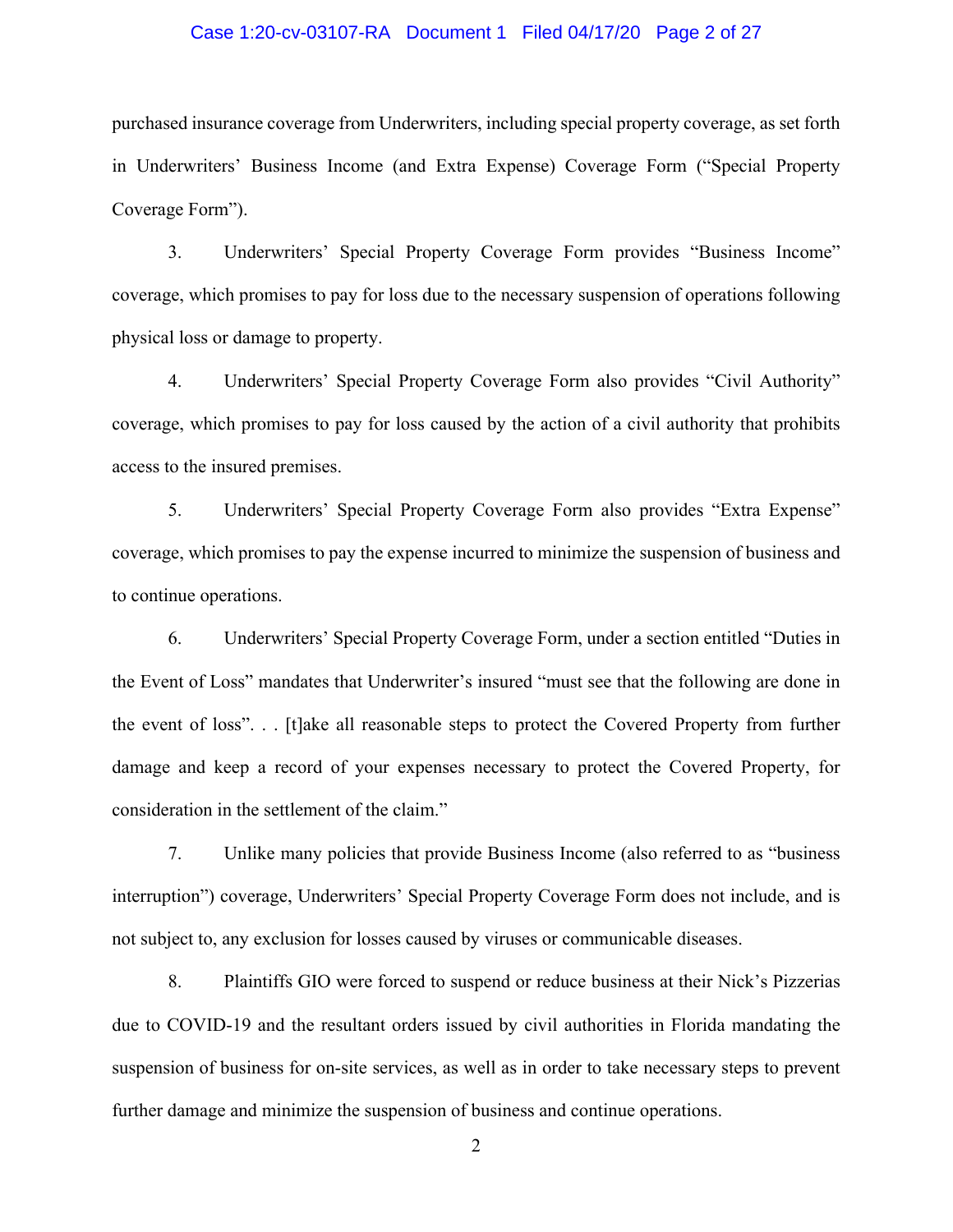purchased insurance coverage from Underwriters, including special property coverage, as set forth in Underwriters' Business Income (and Extra Expense) Coverage Form ("Special Property Coverage Form").

3. Underwriters' Special Property Coverage Form provides "Business Income" coverage, which promises to pay for loss due to the necessary suspension of operations following physical loss or damage to property.

4. Underwriters' Special Property Coverage Form also provides "Civil Authority" coverage, which promises to pay for loss caused by the action of a civil authority that prohibits access to the insured premises.

5. Underwriters' Special Property Coverage Form also provides "Extra Expense" coverage, which promises to pay the expense incurred to minimize the suspension of business and to continue operations.

6. Underwriters' Special Property Coverage Form, under a section entitled "Duties in the Event of Loss" mandates that Underwriter's insured "must see that the following are done in the event of loss". . . [t]ake all reasonable steps to protect the Covered Property from further damage and keep a record of your expenses necessary to protect the Covered Property, for consideration in the settlement of the claim."

7. Unlike many policies that provide Business Income (also referred to as "business interruption") coverage, Underwriters' Special Property Coverage Form does not include, and is not subject to, any exclusion for losses caused by viruses or communicable diseases.

8. Plaintiffs GIO were forced to suspend or reduce business at their Nick's Pizzerias due to COVID-19 and the resultant orders issued by civil authorities in Florida mandating the suspension of business for on-site services, as well as in order to take necessary steps to prevent further damage and minimize the suspension of business and continue operations.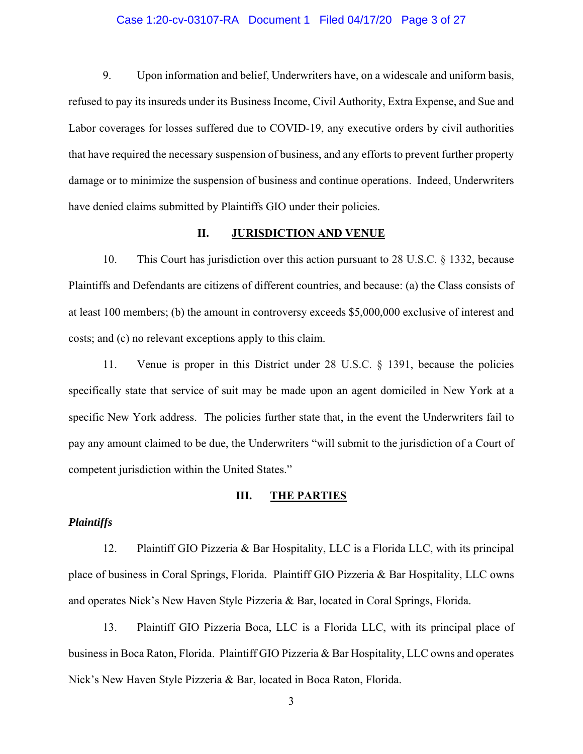9. Upon information and belief, Underwriters have, on a widescale and uniform basis, refused to pay its insureds under its Business Income, Civil Authority, Extra Expense, and Sue and Labor coverages for losses suffered due to COVID-19, any executive orders by civil authorities that have required the necessary suspension of business, and any efforts to prevent further property damage or to minimize the suspension of business and continue operations. Indeed, Underwriters have denied claims submitted by Plaintiffs GIO under their policies.

## II. JURISDICTION AND VENUE

10. This Court has jurisdiction over this action pursuant to 28 U.S.C. § 1332, because Plaintiffs and Defendants are citizens of different countries, and because: (a) the Class consists of at least 100 members; (b) the amount in controversy exceeds $5,000,000 exclusive of interest and costs; and (c) no relevant exceptions apply to this claim.

11. Venue is proper in this District under 28 U.S.C. § 1391, because the policies specifically state that service of suit may be made upon an agent domiciled in New York at a specific New York address. The policies further state that, in the event the Underwriters fail to pay any amount claimed to be due, the Underwriters "will submit to the jurisdiction of a Court of competent jurisdiction within the United States."

## III. THE PARTIES

***Plaintiffs***

12. Plaintiff GIO Pizzeria & Bar Hospitality, LLC is a Florida LLC, with its principal place of business in Coral Springs, Florida. Plaintiff GIO Pizzeria & Bar Hospitality, LLC owns and operates Nick's New Haven Style Pizzeria & Bar, located in Coral Springs, Florida.

13. Plaintiff GIO Pizzeria Boca, LLC is a Florida LLC, with its principal place of business in Boca Raton, Florida. Plaintiff GIO Pizzeria & Bar Hospitality, LLC owns and operates Nick's New Haven Style Pizzeria & Bar, located in Boca Raton, Florida.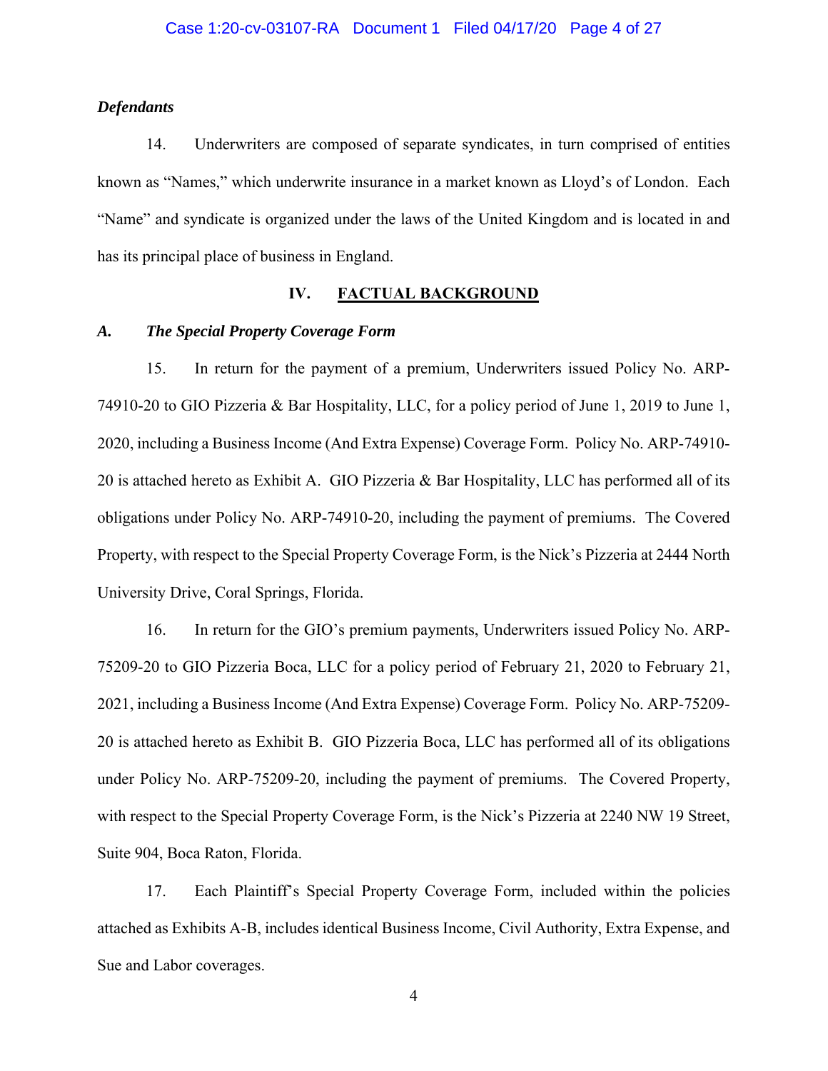***Defendants***

14. Underwriters are composed of separate syndicates, in turn comprised of entities known as "Names," which underwrite insurance in a market known as Lloyd's of London. Each "Name" and syndicate is organized under the laws of the United Kingdom and is located in and has its principal place of business in England.

## IV. FACTUAL BACKGROUND

### *A. The Special Property Coverage Form*

15. In return for the payment of a premium, Underwriters issued Policy No. ARP-74910-20 to GIO Pizzeria & Bar Hospitality, LLC, for a policy period of June 1, 2019 to June 1, 2020, including a Business Income (And Extra Expense) Coverage Form. Policy No. ARP-74910-20 is attached hereto as Exhibit A. GIO Pizzeria & Bar Hospitality, LLC has performed all of its obligations under Policy No. ARP-74910-20, including the payment of premiums. The Covered Property, with respect to the Special Property Coverage Form, is the Nick's Pizzeria at 2444 North University Drive, Coral Springs, Florida.

16. In return for the GIO's premium payments, Underwriters issued Policy No. ARP-75209-20 to GIO Pizzeria Boca, LLC for a policy period of February 21, 2020 to February 21, 2021, including a Business Income (And Extra Expense) Coverage Form. Policy No. ARP-75209-20 is attached hereto as Exhibit B. GIO Pizzeria Boca, LLC has performed all of its obligations under Policy No. ARP-75209-20, including the payment of premiums. The Covered Property, with respect to the Special Property Coverage Form, is the Nick's Pizzeria at 2240 NW 19 Street, Suite 904, Boca Raton, Florida.

17. Each Plaintiff's Special Property Coverage Form, included within the policies attached as Exhibits A-B, includes identical Business Income, Civil Authority, Extra Expense, and Sue and Labor coverages.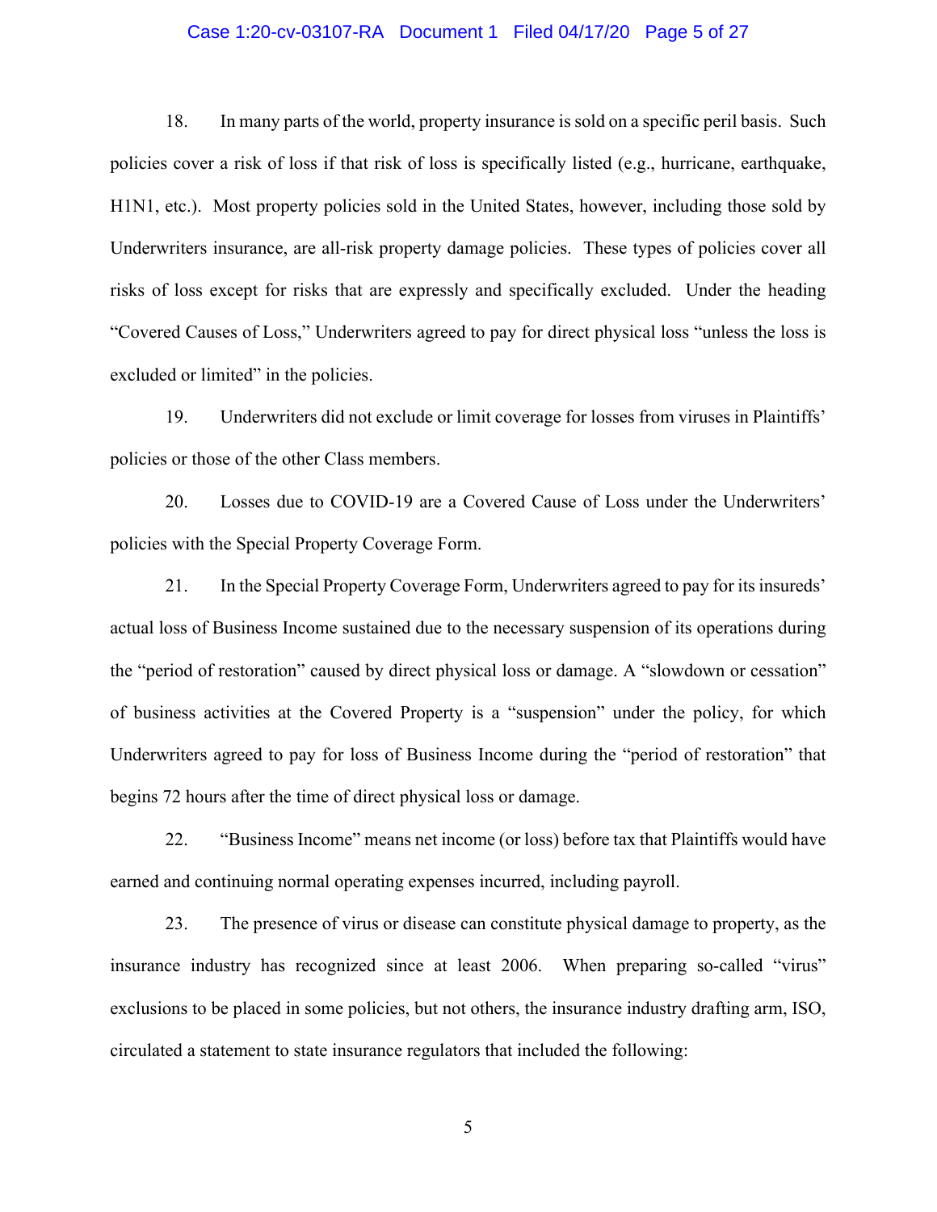18. In many parts of the world, property insurance is sold on a specific peril basis. Such policies cover a risk of loss if that risk of loss is specifically listed (e.g., hurricane, earthquake, H1N1, etc.). Most property policies sold in the United States, however, including those sold by Underwriters insurance, are all-risk property damage policies. These types of policies cover all risks of loss except for risks that are expressly and specifically excluded. Under the heading "Covered Causes of Loss," Underwriters agreed to pay for direct physical loss "unless the loss is excluded or limited" in the policies.

19. Underwriters did not exclude or limit coverage for losses from viruses in Plaintiffs' policies or those of the other Class members.

20. Losses due to COVID-19 are a Covered Cause of Loss under the Underwriters' policies with the Special Property Coverage Form.

21. In the Special Property Coverage Form, Underwriters agreed to pay for its insureds' actual loss of Business Income sustained due to the necessary suspension of its operations during the "period of restoration" caused by direct physical loss or damage. A "slowdown or cessation" of business activities at the Covered Property is a "suspension" under the policy, for which Underwriters agreed to pay for loss of Business Income during the "period of restoration" that begins 72 hours after the time of direct physical loss or damage.

22. "Business Income" means net income (or loss) before tax that Plaintiffs would have earned and continuing normal operating expenses incurred, including payroll.

23. The presence of virus or disease can constitute physical damage to property, as the insurance industry has recognized since at least 2006. When preparing so-called "virus" exclusions to be placed in some policies, but not others, the insurance industry drafting arm, ISO, circulated a statement to state insurance regulators that included the following: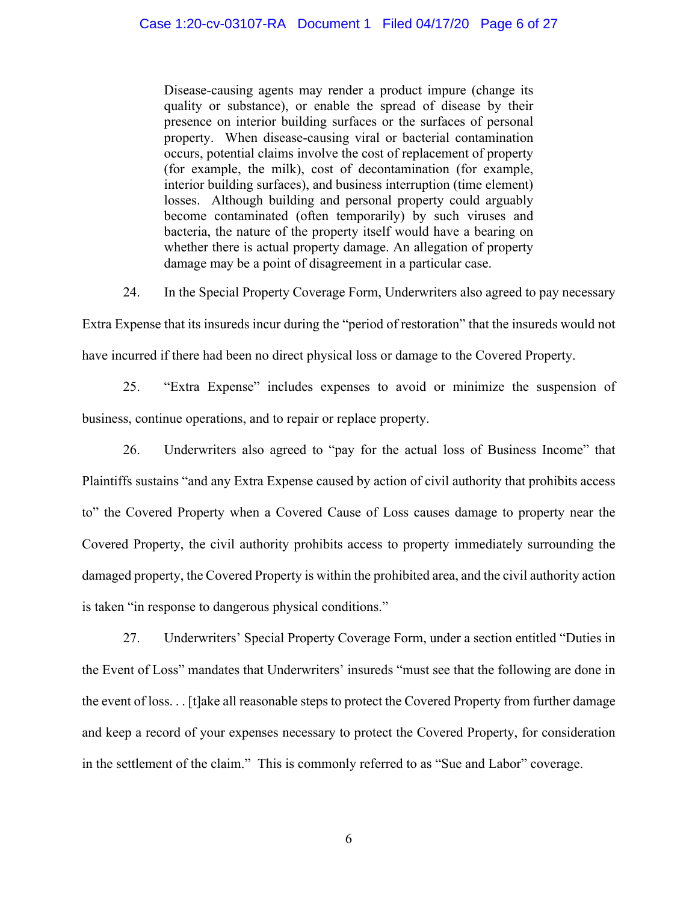> Disease-causing agents may render a product impure (change its quality or substance), or enable the spread of disease by their presence on interior building surfaces or the surfaces of personal property. When disease-causing viral or bacterial contamination occurs, potential claims involve the cost of replacement of property (for example, the milk), cost of decontamination (for example, interior building surfaces), and business interruption (time element) losses. Although building and personal property could arguably become contaminated (often temporarily) by such viruses and bacteria, the nature of the property itself would have a bearing on whether there is actual property damage. An allegation of property damage may be a point of disagreement in a particular case.

24. In the Special Property Coverage Form, Underwriters also agreed to pay necessary Extra Expense that its insureds incur during the "period of restoration" that the insureds would not have incurred if there had been no direct physical loss or damage to the Covered Property.

25. "Extra Expense" includes expenses to avoid or minimize the suspension of business, continue operations, and to repair or replace property.

26. Underwriters also agreed to "pay for the actual loss of Business Income" that Plaintiffs sustains "and any Extra Expense caused by action of civil authority that prohibits access to" the Covered Property when a Covered Cause of Loss causes damage to property near the Covered Property, the civil authority prohibits access to property immediately surrounding the damaged property, the Covered Property is within the prohibited area, and the civil authority action is taken "in response to dangerous physical conditions."

27. Underwriters' Special Property Coverage Form, under a section entitled "Duties in the Event of Loss" mandates that Underwriters' insureds "must see that the following are done in the event of loss. . . [t]ake all reasonable steps to protect the Covered Property from further damage and keep a record of your expenses necessary to protect the Covered Property, for consideration in the settlement of the claim." This is commonly referred to as "Sue and Labor" coverage.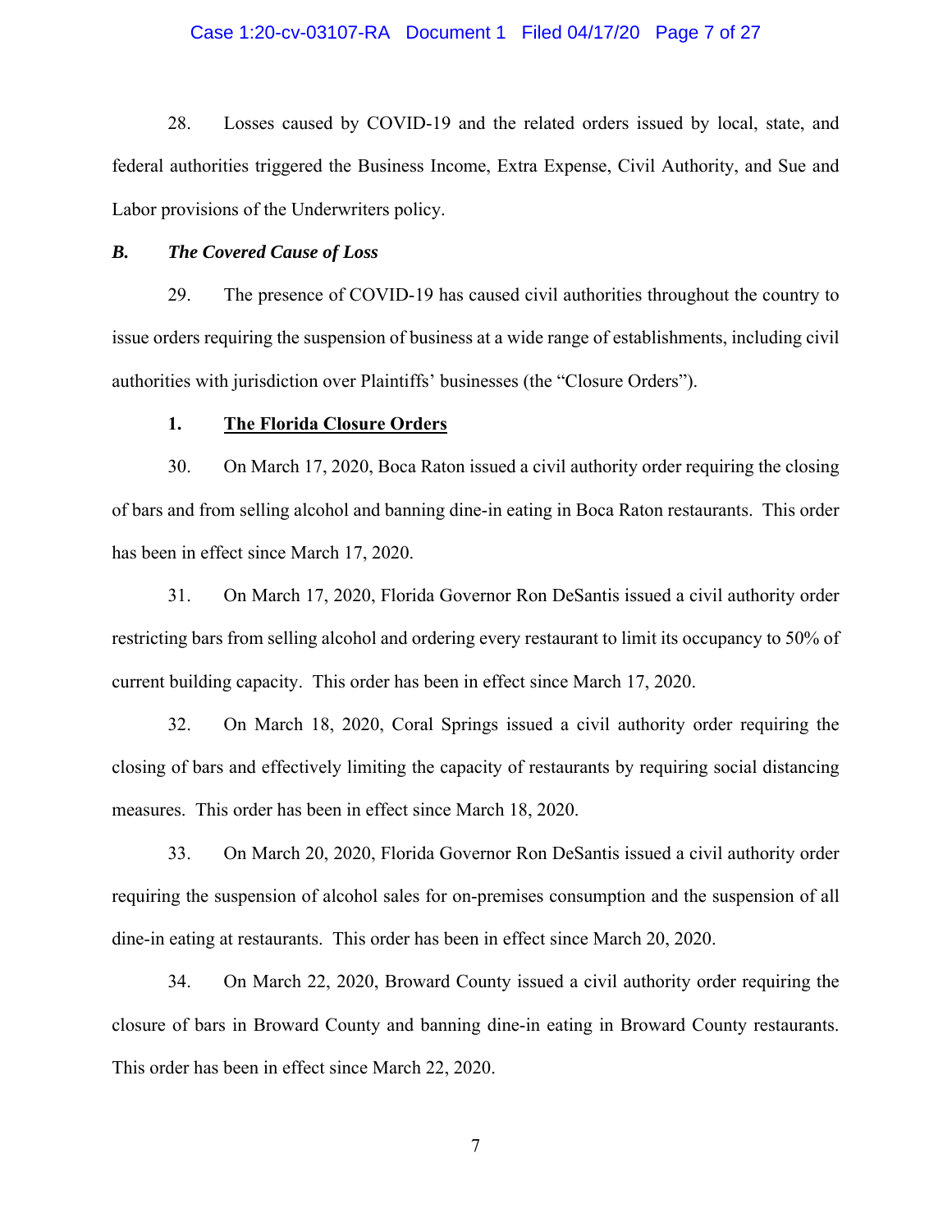28. Losses caused by COVID-19 and the related orders issued by local, state, and federal authorities triggered the Business Income, Extra Expense, Civil Authority, and Sue and Labor provisions of the Underwriters policy.

### *B. The Covered Cause of Loss*

29. The presence of COVID-19 has caused civil authorities throughout the country to issue orders requiring the suspension of business at a wide range of establishments, including civil authorities with jurisdiction over Plaintiffs' businesses (the "Closure Orders").

#### **1. <u>The Florida Closure Orders</u>**

30. On March 17, 2020, Boca Raton issued a civil authority order requiring the closing of bars and from selling alcohol and banning dine-in eating in Boca Raton restaurants. This order has been in effect since March 17, 2020.

31. On March 17, 2020, Florida Governor Ron DeSantis issued a civil authority order restricting bars from selling alcohol and ordering every restaurant to limit its occupancy to 50% of current building capacity. This order has been in effect since March 17, 2020.

32. On March 18, 2020, Coral Springs issued a civil authority order requiring the closing of bars and effectively limiting the capacity of restaurants by requiring social distancing measures. This order has been in effect since March 18, 2020.

33. On March 20, 2020, Florida Governor Ron DeSantis issued a civil authority order requiring the suspension of alcohol sales for on-premises consumption and the suspension of all dine-in eating at restaurants. This order has been in effect since March 20, 2020.

34. On March 22, 2020, Broward County issued a civil authority order requiring the closure of bars in Broward County and banning dine-in eating in Broward County restaurants. This order has been in effect since March 22, 2020.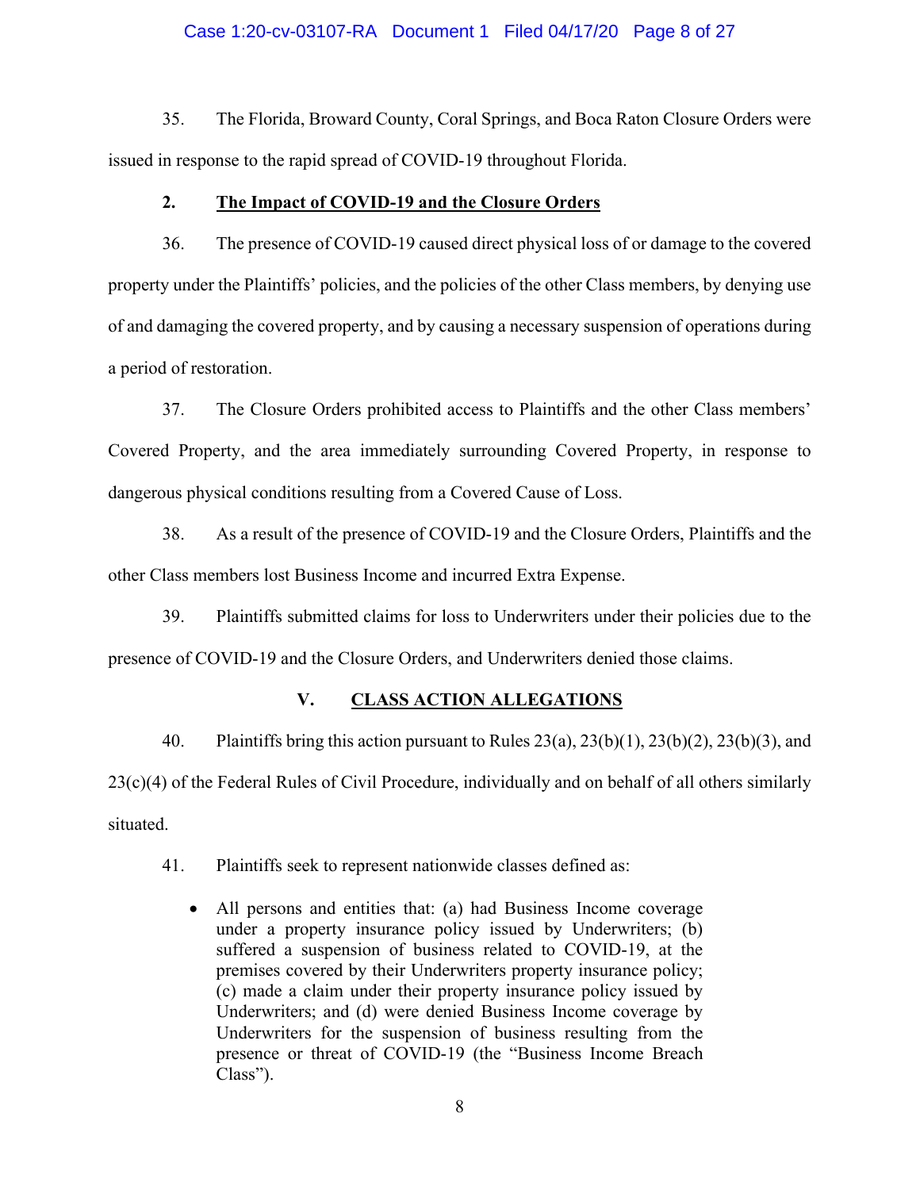35. The Florida, Broward County, Coral Springs, and Boca Raton Closure Orders were issued in response to the rapid spread of COVID-19 throughout Florida.

### 2. **The Impact of COVID-19 and the Closure Orders**

36. The presence of COVID-19 caused direct physical loss of or damage to the covered property under the Plaintiffs' policies, and the policies of the other Class members, by denying use of and damaging the covered property, and by causing a necessary suspension of operations during a period of restoration.

37. The Closure Orders prohibited access to Plaintiffs and the other Class members' Covered Property, and the area immediately surrounding Covered Property, in response to dangerous physical conditions resulting from a Covered Cause of Loss.

38. As a result of the presence of COVID-19 and the Closure Orders, Plaintiffs and the other Class members lost Business Income and incurred Extra Expense.

39. Plaintiffs submitted claims for loss to Underwriters under their policies due to the presence of COVID-19 and the Closure Orders, and Underwriters denied those claims.

## V. **CLASS ACTION ALLEGATIONS**

40. Plaintiffs bring this action pursuant to Rules 23(a), 23(b)(1), 23(b)(2), 23(b)(3), and 23(c)(4) of the Federal Rules of Civil Procedure, individually and on behalf of all others similarly situated.

41. Plaintiffs seek to represent nationwide classes defined as:

- All persons and entities that: (a) had Business Income coverage under a property insurance policy issued by Underwriters; (b) suffered a suspension of business related to COVID-19, at the premises covered by their Underwriters property insurance policy; (c) made a claim under their property insurance policy issued by Underwriters; and (d) were denied Business Income coverage by Underwriters for the suspension of business resulting from the presence or threat of COVID-19 (the "Business Income Breach Class").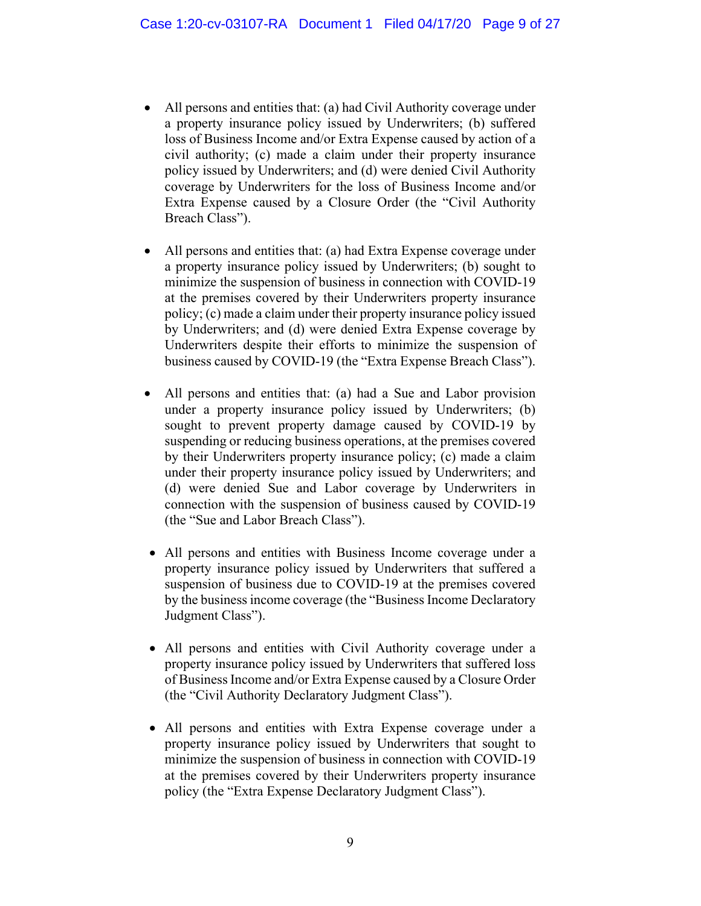- All persons and entities that: (a) had Civil Authority coverage under a property insurance policy issued by Underwriters; (b) suffered loss of Business Income and/or Extra Expense caused by action of a civil authority; (c) made a claim under their property insurance policy issued by Underwriters; and (d) were denied Civil Authority coverage by Underwriters for the loss of Business Income and/or Extra Expense caused by a Closure Order (the "Civil Authority Breach Class").

- All persons and entities that: (a) had Extra Expense coverage under a property insurance policy issued by Underwriters; (b) sought to minimize the suspension of business in connection with COVID-19 at the premises covered by their Underwriters property insurance policy; (c) made a claim under their property insurance policy issued by Underwriters; and (d) were denied Extra Expense coverage by Underwriters despite their efforts to minimize the suspension of business caused by COVID-19 (the "Extra Expense Breach Class").

- All persons and entities that: (a) had a Sue and Labor provision under a property insurance policy issued by Underwriters; (b) sought to prevent property damage caused by COVID-19 by suspending or reducing business operations, at the premises covered by their Underwriters property insurance policy; (c) made a claim under their property insurance policy issued by Underwriters; and (d) were denied Sue and Labor coverage by Underwriters in connection with the suspension of business caused by COVID-19 (the "Sue and Labor Breach Class").

- All persons and entities with Business Income coverage under a property insurance policy issued by Underwriters that suffered a suspension of business due to COVID-19 at the premises covered by the business income coverage (the "Business Income Declaratory Judgment Class").

- All persons and entities with Civil Authority coverage under a property insurance policy issued by Underwriters that suffered loss of Business Income and/or Extra Expense caused by a Closure Order (the "Civil Authority Declaratory Judgment Class").

- All persons and entities with Extra Expense coverage under a property insurance policy issued by Underwriters that sought to minimize the suspension of business in connection with COVID-19 at the premises covered by their Underwriters property insurance policy (the "Extra Expense Declaratory Judgment Class").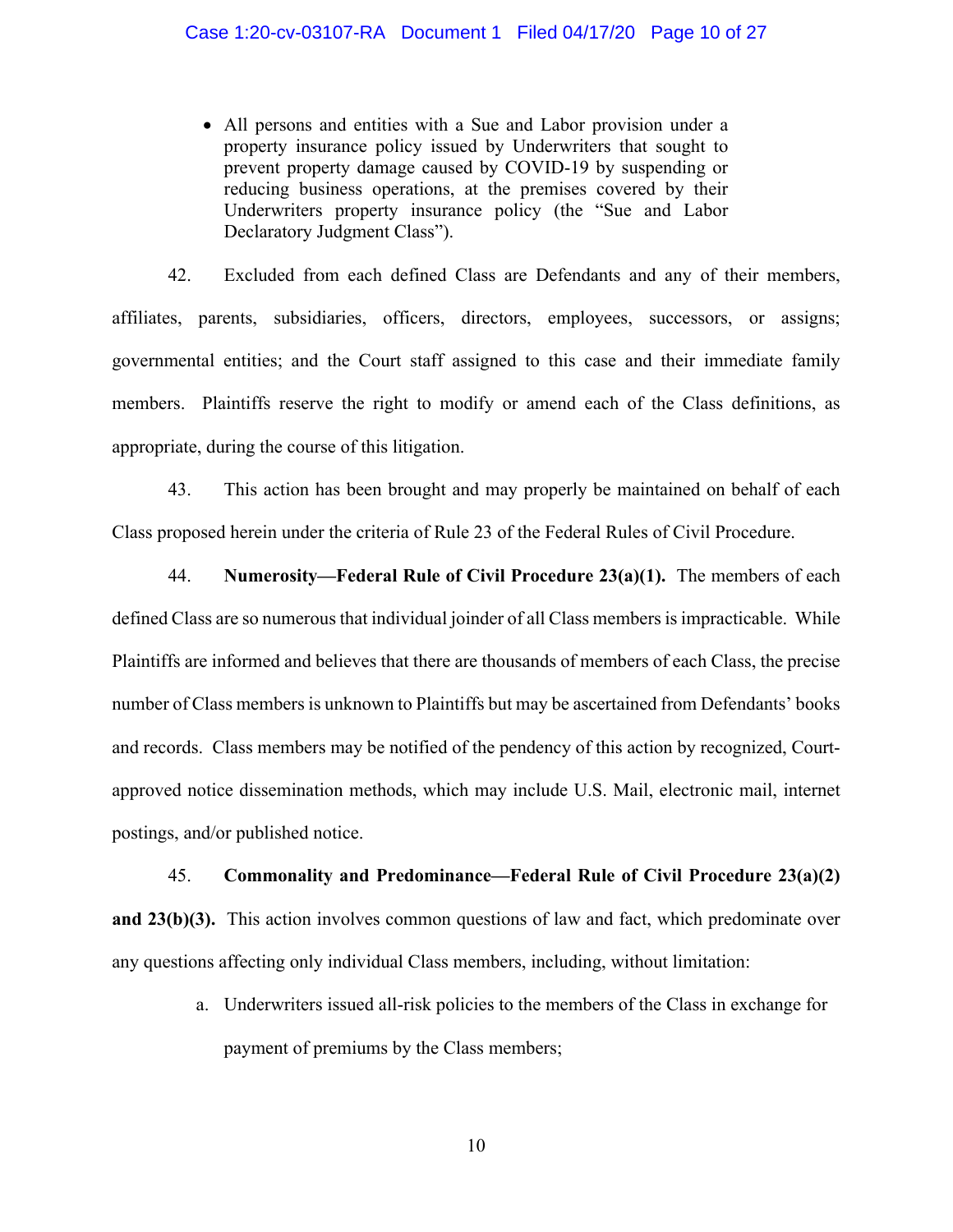- All persons and entities with a Sue and Labor provision under a property insurance policy issued by Underwriters that sought to prevent property damage caused by COVID-19 by suspending or reducing business operations, at the premises covered by their Underwriters property insurance policy (the "Sue and Labor Declaratory Judgment Class").

42. Excluded from each defined Class are Defendants and any of their members, affiliates, parents, subsidiaries, officers, directors, employees, successors, or assigns; governmental entities; and the Court staff assigned to this case and their immediate family members. Plaintiffs reserve the right to modify or amend each of the Class definitions, as appropriate, during the course of this litigation.

43. This action has been brought and may properly be maintained on behalf of each Class proposed herein under the criteria of Rule 23 of the Federal Rules of Civil Procedure.

44. **Numerosity—Federal Rule of Civil Procedure 23(a)(1).** The members of each defined Class are so numerous that individual joinder of all Class members is impracticable. While Plaintiffs are informed and believes that there are thousands of members of each Class, the precise number of Class members is unknown to Plaintiffs but may be ascertained from Defendants' books and records. Class members may be notified of the pendency of this action by recognized, Court-approved notice dissemination methods, which may include U.S. Mail, electronic mail, internet postings, and/or published notice.

45. **Commonality and Predominance—Federal Rule of Civil Procedure 23(a)(2) and 23(b)(3).** This action involves common questions of law and fact, which predominate over any questions affecting only individual Class members, including, without limitation:

a. Underwriters issued all-risk policies to the members of the Class in exchange for payment of premiums by the Class members;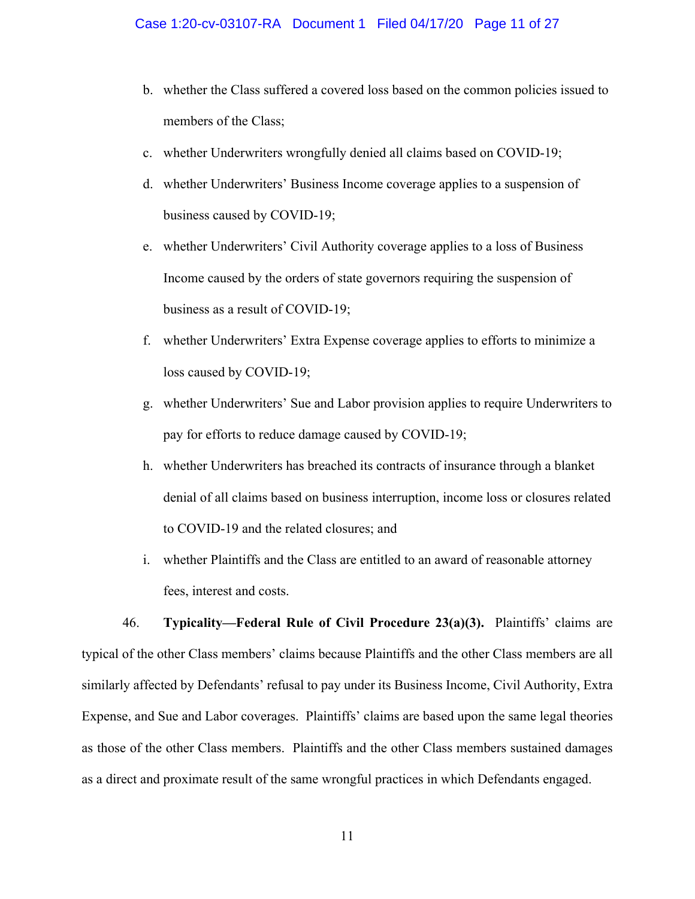b. whether the Class suffered a covered loss based on the common policies issued to members of the Class;

c. whether Underwriters wrongfully denied all claims based on COVID-19;

d. whether Underwriters' Business Income coverage applies to a suspension of business caused by COVID-19;

e. whether Underwriters' Civil Authority coverage applies to a loss of Business Income caused by the orders of state governors requiring the suspension of business as a result of COVID-19;

f. whether Underwriters' Extra Expense coverage applies to efforts to minimize a loss caused by COVID-19;

g. whether Underwriters' Sue and Labor provision applies to require Underwriters to pay for efforts to reduce damage caused by COVID-19;

h. whether Underwriters has breached its contracts of insurance through a blanket denial of all claims based on business interruption, income loss or closures related to COVID-19 and the related closures; and

i. whether Plaintiffs and the Class are entitled to an award of reasonable attorney fees, interest and costs.

46. **Typicality—Federal Rule of Civil Procedure 23(a)(3).** Plaintiffs' claims are typical of the other Class members' claims because Plaintiffs and the other Class members are all similarly affected by Defendants' refusal to pay under its Business Income, Civil Authority, Extra Expense, and Sue and Labor coverages. Plaintiffs' claims are based upon the same legal theories as those of the other Class members. Plaintiffs and the other Class members sustained damages as a direct and proximate result of the same wrongful practices in which Defendants engaged.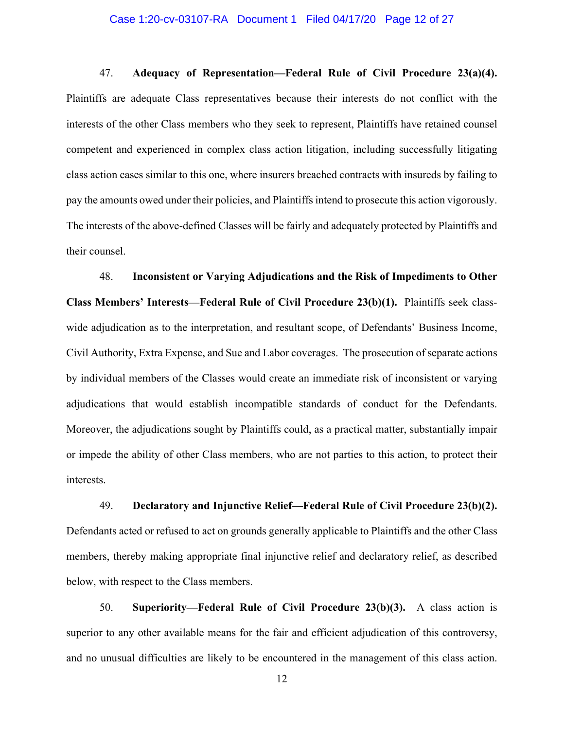47. **Adequacy of Representation—Federal Rule of Civil Procedure 23(a)(4).** Plaintiffs are adequate Class representatives because their interests do not conflict with the interests of the other Class members who they seek to represent, Plaintiffs have retained counsel competent and experienced in complex class action litigation, including successfully litigating class action cases similar to this one, where insurers breached contracts with insureds by failing to pay the amounts owed under their policies, and Plaintiffs intend to prosecute this action vigorously. The interests of the above-defined Classes will be fairly and adequately protected by Plaintiffs and their counsel.

48. **Inconsistent or Varying Adjudications and the Risk of Impediments to Other Class Members' Interests—Federal Rule of Civil Procedure 23(b)(1).** Plaintiffs seek class-wide adjudication as to the interpretation, and resultant scope, of Defendants' Business Income, Civil Authority, Extra Expense, and Sue and Labor coverages. The prosecution of separate actions by individual members of the Classes would create an immediate risk of inconsistent or varying adjudications that would establish incompatible standards of conduct for the Defendants. Moreover, the adjudications sought by Plaintiffs could, as a practical matter, substantially impair or impede the ability of other Class members, who are not parties to this action, to protect their interests.

49. **Declaratory and Injunctive Relief—Federal Rule of Civil Procedure 23(b)(2).** Defendants acted or refused to act on grounds generally applicable to Plaintiffs and the other Class members, thereby making appropriate final injunctive relief and declaratory relief, as described below, with respect to the Class members.

50. **Superiority—Federal Rule of Civil Procedure 23(b)(3).** A class action is superior to any other available means for the fair and efficient adjudication of this controversy, and no unusual difficulties are likely to be encountered in the management of this class action.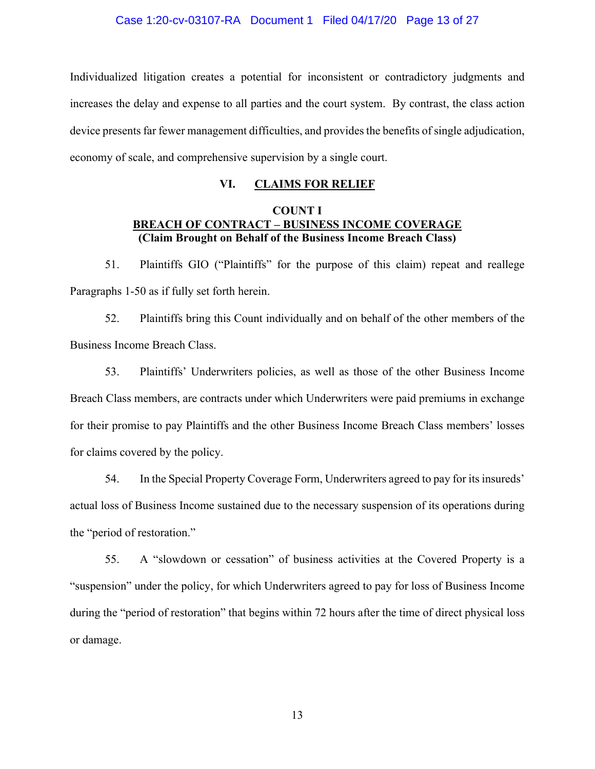Individualized litigation creates a potential for inconsistent or contradictory judgments and increases the delay and expense to all parties and the court system. By contrast, the class action device presents far fewer management difficulties, and provides the benefits of single adjudication, economy of scale, and comprehensive supervision by a single court.

## VI. CLAIMS FOR RELIEF

### COUNT I
### BREACH OF CONTRACT – BUSINESS INCOME COVERAGE
### (Claim Brought on Behalf of the Business Income Breach Class)

51. Plaintiffs GIO ("Plaintiffs" for the purpose of this claim) repeat and reallege Paragraphs 1-50 as if fully set forth herein.

52. Plaintiffs bring this Count individually and on behalf of the other members of the Business Income Breach Class.

53. Plaintiffs' Underwriters policies, as well as those of the other Business Income Breach Class members, are contracts under which Underwriters were paid premiums in exchange for their promise to pay Plaintiffs and the other Business Income Breach Class members' losses for claims covered by the policy.

54. In the Special Property Coverage Form, Underwriters agreed to pay for its insureds' actual loss of Business Income sustained due to the necessary suspension of its operations during the "period of restoration."

55. A "slowdown or cessation" of business activities at the Covered Property is a "suspension" under the policy, for which Underwriters agreed to pay for loss of Business Income during the "period of restoration" that begins within 72 hours after the time of direct physical loss or damage.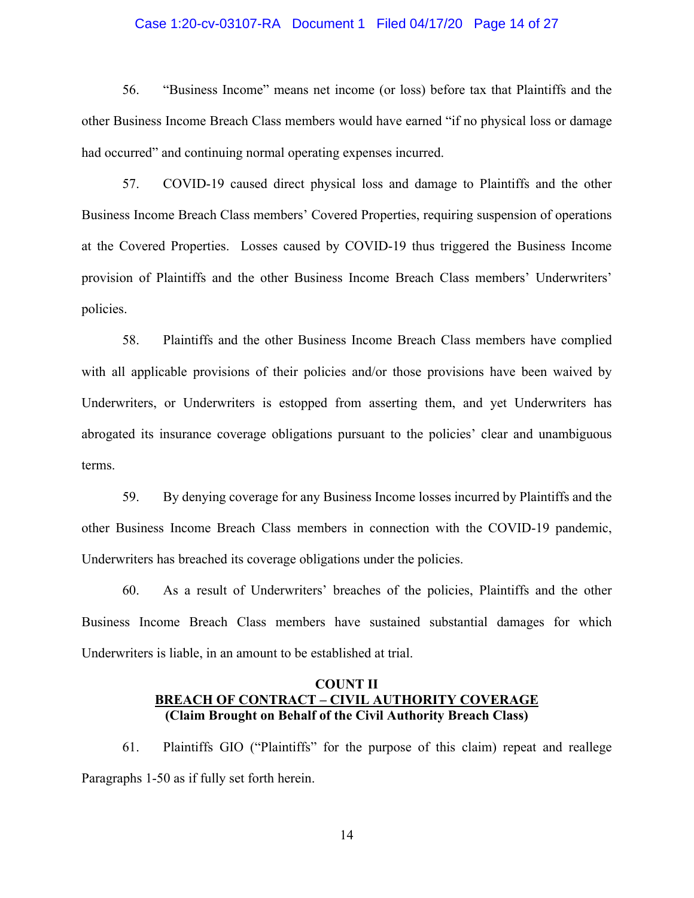56. "Business Income" means net income (or loss) before tax that Plaintiffs and the other Business Income Breach Class members would have earned "if no physical loss or damage had occurred" and continuing normal operating expenses incurred.

57. COVID-19 caused direct physical loss and damage to Plaintiffs and the other Business Income Breach Class members' Covered Properties, requiring suspension of operations at the Covered Properties. Losses caused by COVID-19 thus triggered the Business Income provision of Plaintiffs and the other Business Income Breach Class members' Underwriters' policies.

58. Plaintiffs and the other Business Income Breach Class members have complied with all applicable provisions of their policies and/or those provisions have been waived by Underwriters, or Underwriters is estopped from asserting them, and yet Underwriters has abrogated its insurance coverage obligations pursuant to the policies' clear and unambiguous terms.

59. By denying coverage for any Business Income losses incurred by Plaintiffs and the other Business Income Breach Class members in connection with the COVID-19 pandemic, Underwriters has breached its coverage obligations under the policies.

60. As a result of Underwriters' breaches of the policies, Plaintiffs and the other Business Income Breach Class members have sustained substantial damages for which Underwriters is liable, in an amount to be established at trial.

**COUNT II**
**<u>BREACH OF CONTRACT – CIVIL AUTHORITY COVERAGE</u>**
**(Claim Brought on Behalf of the Civil Authority Breach Class)**

61. Plaintiffs GIO ("Plaintiffs" for the purpose of this claim) repeat and reallege Paragraphs 1-50 as if fully set forth herein.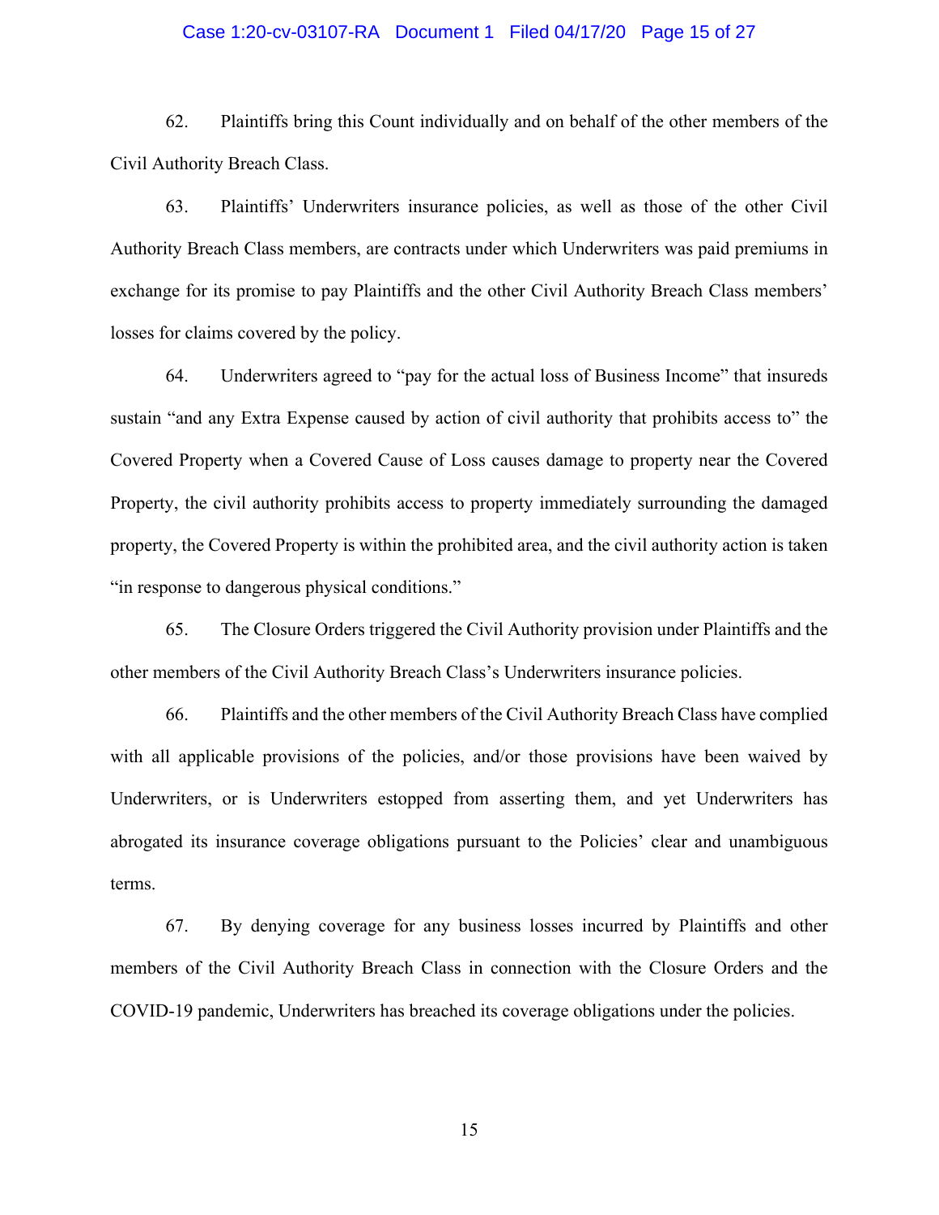62. Plaintiffs bring this Count individually and on behalf of the other members of the Civil Authority Breach Class.

63. Plaintiffs' Underwriters insurance policies, as well as those of the other Civil Authority Breach Class members, are contracts under which Underwriters was paid premiums in exchange for its promise to pay Plaintiffs and the other Civil Authority Breach Class members' losses for claims covered by the policy.

64. Underwriters agreed to "pay for the actual loss of Business Income" that insureds sustain "and any Extra Expense caused by action of civil authority that prohibits access to" the Covered Property when a Covered Cause of Loss causes damage to property near the Covered Property, the civil authority prohibits access to property immediately surrounding the damaged property, the Covered Property is within the prohibited area, and the civil authority action is taken "in response to dangerous physical conditions."

65. The Closure Orders triggered the Civil Authority provision under Plaintiffs and the other members of the Civil Authority Breach Class's Underwriters insurance policies.

66. Plaintiffs and the other members of the Civil Authority Breach Class have complied with all applicable provisions of the policies, and/or those provisions have been waived by Underwriters, or is Underwriters estopped from asserting them, and yet Underwriters has abrogated its insurance coverage obligations pursuant to the Policies' clear and unambiguous terms.

67. By denying coverage for any business losses incurred by Plaintiffs and other members of the Civil Authority Breach Class in connection with the Closure Orders and the COVID-19 pandemic, Underwriters has breached its coverage obligations under the policies.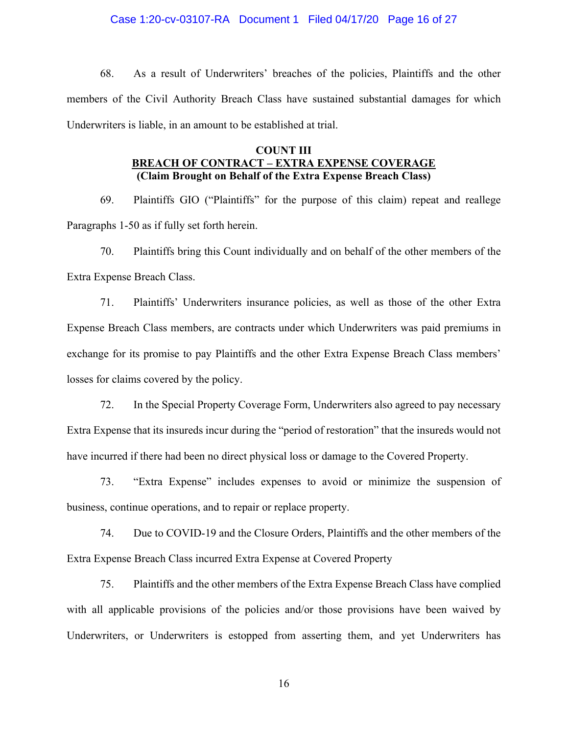68. As a result of Underwriters' breaches of the policies, Plaintiffs and the other members of the Civil Authority Breach Class have sustained substantial damages for which Underwriters is liable, in an amount to be established at trial.

**COUNT III**
**<u>BREACH OF CONTRACT – EXTRA EXPENSE COVERAGE</u>**
**(Claim Brought on Behalf of the Extra Expense Breach Class)**

69. Plaintiffs GIO ("Plaintiffs" for the purpose of this claim) repeat and reallege Paragraphs 1-50 as if fully set forth herein.

70. Plaintiffs bring this Count individually and on behalf of the other members of the Extra Expense Breach Class.

71. Plaintiffs' Underwriters insurance policies, as well as those of the other Extra Expense Breach Class members, are contracts under which Underwriters was paid premiums in exchange for its promise to pay Plaintiffs and the other Extra Expense Breach Class members' losses for claims covered by the policy.

72. In the Special Property Coverage Form, Underwriters also agreed to pay necessary Extra Expense that its insureds incur during the "period of restoration" that the insureds would not have incurred if there had been no direct physical loss or damage to the Covered Property.

73. "Extra Expense" includes expenses to avoid or minimize the suspension of business, continue operations, and to repair or replace property.

74. Due to COVID-19 and the Closure Orders, Plaintiffs and the other members of the Extra Expense Breach Class incurred Extra Expense at Covered Property

75. Plaintiffs and the other members of the Extra Expense Breach Class have complied with all applicable provisions of the policies and/or those provisions have been waived by Underwriters, or Underwriters is estopped from asserting them, and yet Underwriters has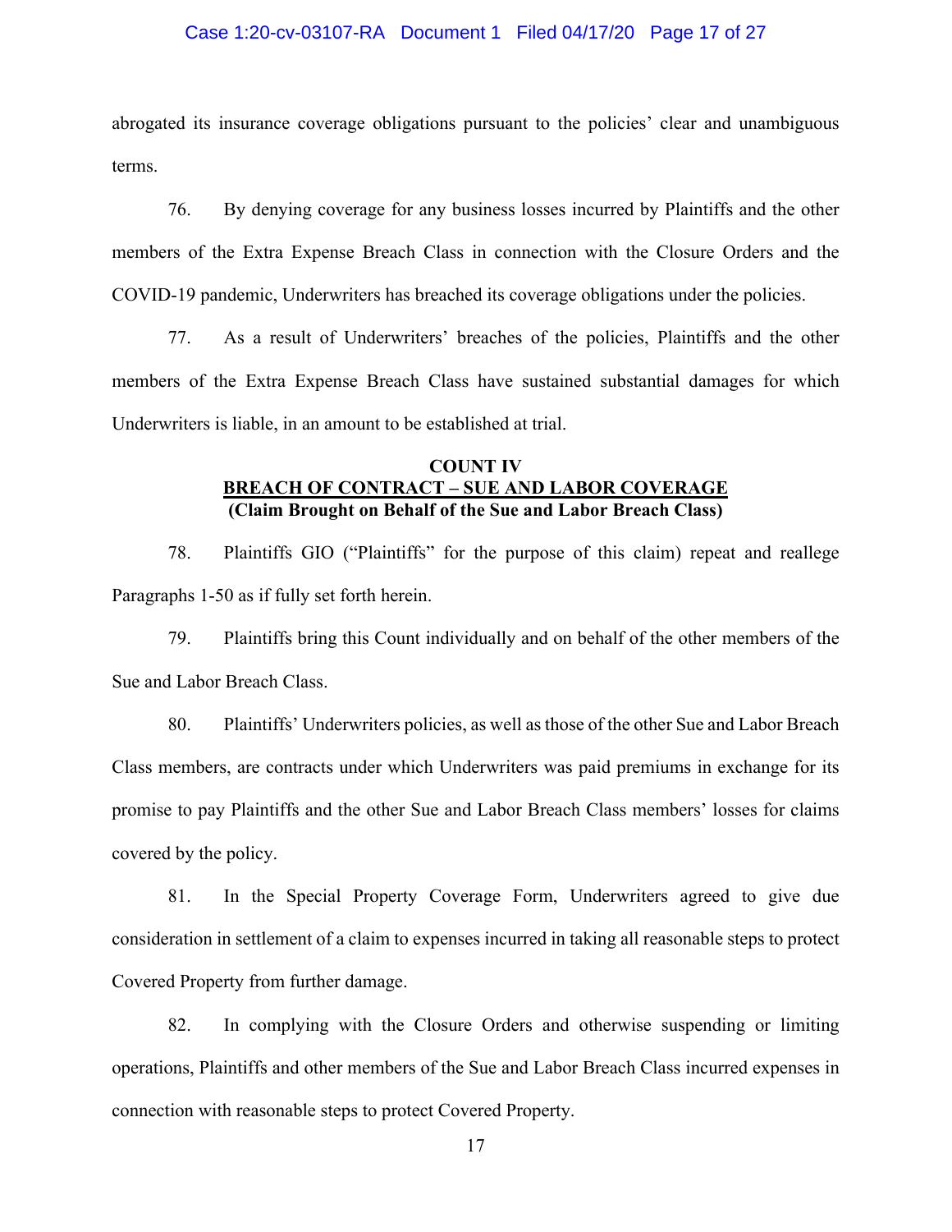abrogated its insurance coverage obligations pursuant to the policies' clear and unambiguous terms.

76. By denying coverage for any business losses incurred by Plaintiffs and the other members of the Extra Expense Breach Class in connection with the Closure Orders and the COVID-19 pandemic, Underwriters has breached its coverage obligations under the policies.

77. As a result of Underwriters' breaches of the policies, Plaintiffs and the other members of the Extra Expense Breach Class have sustained substantial damages for which Underwriters is liable, in an amount to be established at trial.

**COUNT IV**
**<u>BREACH OF CONTRACT – SUE AND LABOR COVERAGE</u>**
**(Claim Brought on Behalf of the Sue and Labor Breach Class)**

78. Plaintiffs GIO ("Plaintiffs" for the purpose of this claim) repeat and reallege Paragraphs 1-50 as if fully set forth herein.

79. Plaintiffs bring this Count individually and on behalf of the other members of the Sue and Labor Breach Class.

80. Plaintiffs' Underwriters policies, as well as those of the other Sue and Labor Breach Class members, are contracts under which Underwriters was paid premiums in exchange for its promise to pay Plaintiffs and the other Sue and Labor Breach Class members' losses for claims covered by the policy.

81. In the Special Property Coverage Form, Underwriters agreed to give due consideration in settlement of a claim to expenses incurred in taking all reasonable steps to protect Covered Property from further damage.

82. In complying with the Closure Orders and otherwise suspending or limiting operations, Plaintiffs and other members of the Sue and Labor Breach Class incurred expenses in connection with reasonable steps to protect Covered Property.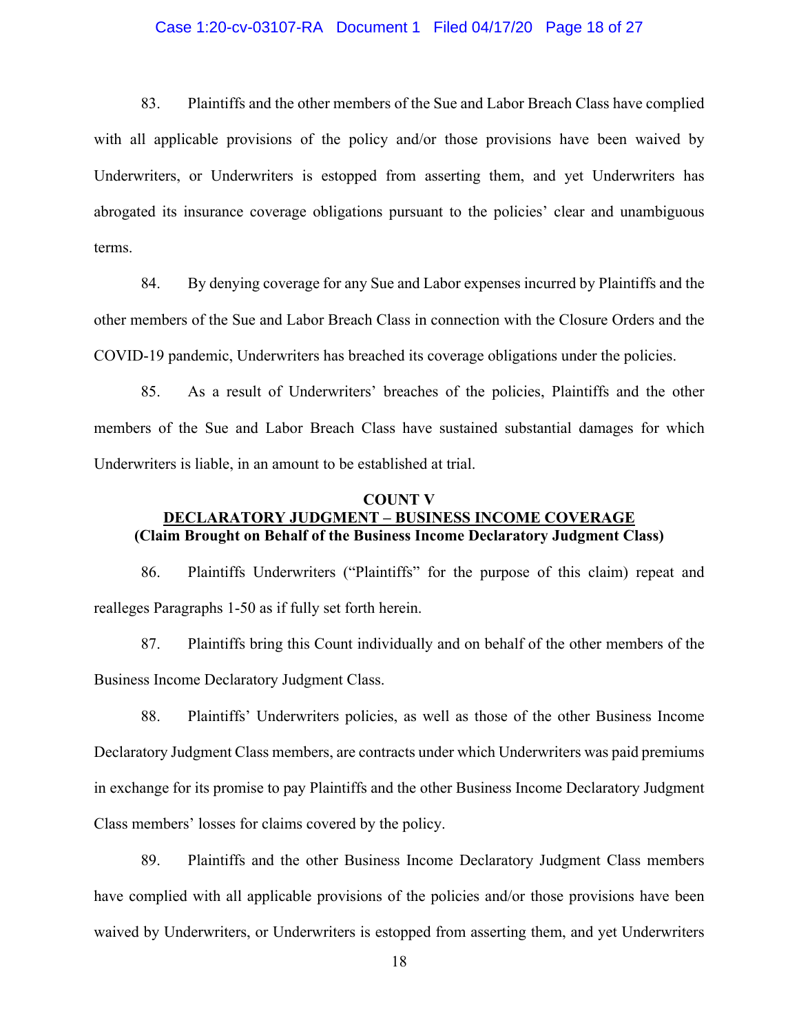83. Plaintiffs and the other members of the Sue and Labor Breach Class have complied with all applicable provisions of the policy and/or those provisions have been waived by Underwriters, or Underwriters is estopped from asserting them, and yet Underwriters has abrogated its insurance coverage obligations pursuant to the policies' clear and unambiguous terms.

84. By denying coverage for any Sue and Labor expenses incurred by Plaintiffs and the other members of the Sue and Labor Breach Class in connection with the Closure Orders and the COVID-19 pandemic, Underwriters has breached its coverage obligations under the policies.

85. As a result of Underwriters' breaches of the policies, Plaintiffs and the other members of the Sue and Labor Breach Class have sustained substantial damages for which Underwriters is liable, in an amount to be established at trial.

**COUNT V**

**DECLARATORY JUDGMENT – BUSINESS INCOME COVERAGE**

**(Claim Brought on Behalf of the Business Income Declaratory Judgment Class)**

86. Plaintiffs Underwriters ("Plaintiffs" for the purpose of this claim) repeat and realleges Paragraphs 1-50 as if fully set forth herein.

87. Plaintiffs bring this Count individually and on behalf of the other members of the Business Income Declaratory Judgment Class.

88. Plaintiffs' Underwriters policies, as well as those of the other Business Income Declaratory Judgment Class members, are contracts under which Underwriters was paid premiums in exchange for its promise to pay Plaintiffs and the other Business Income Declaratory Judgment Class members' losses for claims covered by the policy.

89. Plaintiffs and the other Business Income Declaratory Judgment Class members have complied with all applicable provisions of the policies and/or those provisions have been waived by Underwriters, or Underwriters is estopped from asserting them, and yet Underwriters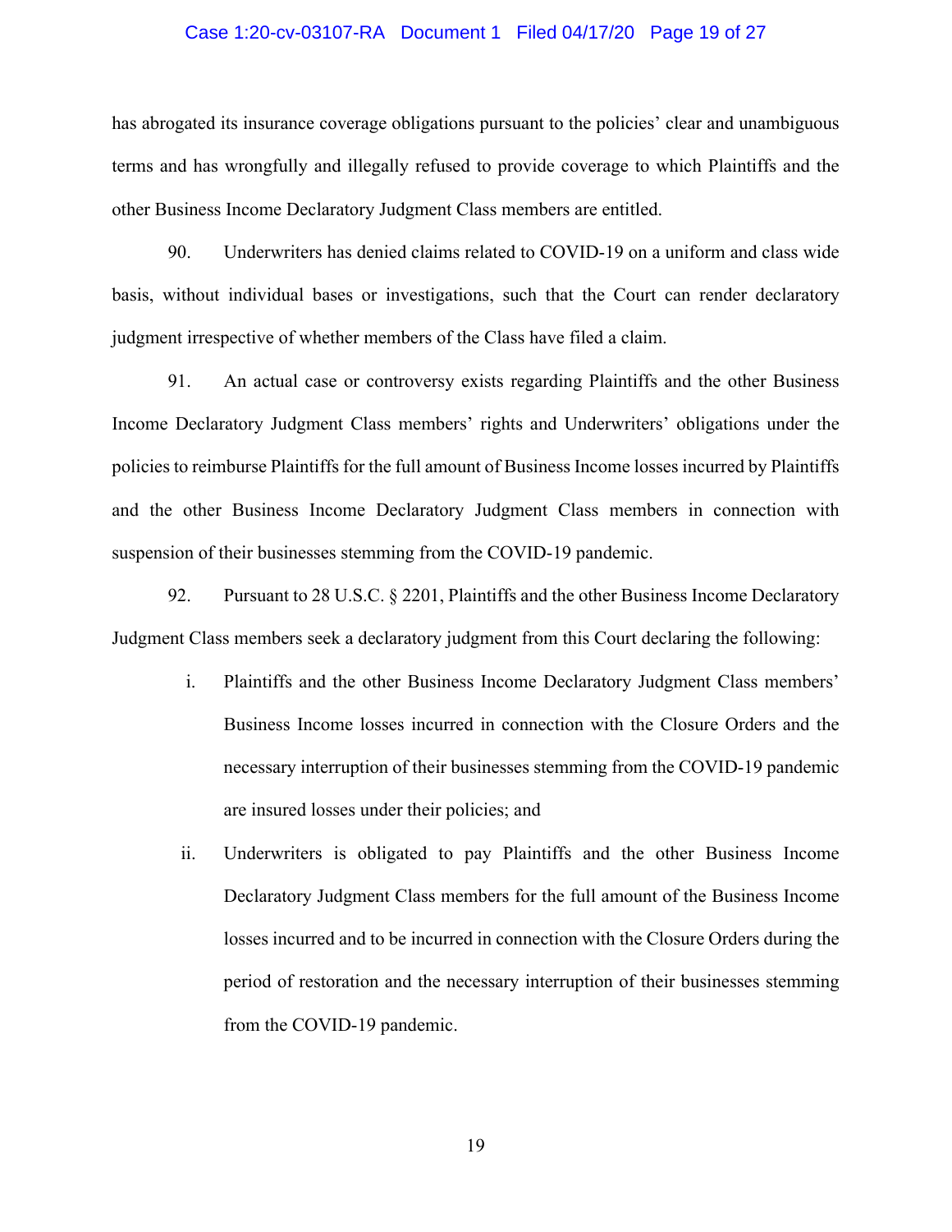has abrogated its insurance coverage obligations pursuant to the policies' clear and unambiguous terms and has wrongfully and illegally refused to provide coverage to which Plaintiffs and the other Business Income Declaratory Judgment Class members are entitled.

90. Underwriters has denied claims related to COVID-19 on a uniform and class wide basis, without individual bases or investigations, such that the Court can render declaratory judgment irrespective of whether members of the Class have filed a claim.

91. An actual case or controversy exists regarding Plaintiffs and the other Business Income Declaratory Judgment Class members' rights and Underwriters' obligations under the policies to reimburse Plaintiffs for the full amount of Business Income losses incurred by Plaintiffs and the other Business Income Declaratory Judgment Class members in connection with suspension of their businesses stemming from the COVID-19 pandemic.

92. Pursuant to 28 U.S.C. § 2201, Plaintiffs and the other Business Income Declaratory Judgment Class members seek a declaratory judgment from this Court declaring the following:

i. Plaintiffs and the other Business Income Declaratory Judgment Class members' Business Income losses incurred in connection with the Closure Orders and the necessary interruption of their businesses stemming from the COVID-19 pandemic are insured losses under their policies; and

ii. Underwriters is obligated to pay Plaintiffs and the other Business Income Declaratory Judgment Class members for the full amount of the Business Income losses incurred and to be incurred in connection with the Closure Orders during the period of restoration and the necessary interruption of their businesses stemming from the COVID-19 pandemic.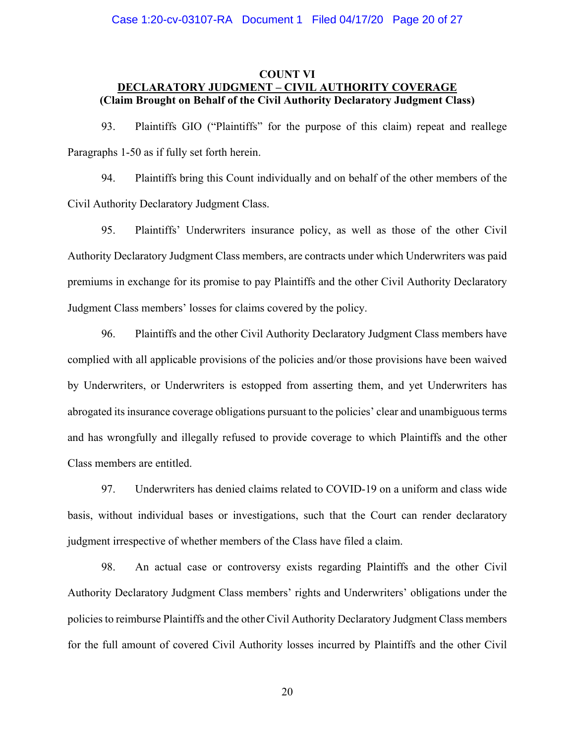**COUNT VI**

**DECLARATORY JUDGMENT – CIVIL AUTHORITY COVERAGE**

**(Claim Brought on Behalf of the Civil Authority Declaratory Judgment Class)**

93. Plaintiffs GIO ("Plaintiffs" for the purpose of this claim) repeat and reallege Paragraphs 1-50 as if fully set forth herein.

94. Plaintiffs bring this Count individually and on behalf of the other members of the Civil Authority Declaratory Judgment Class.

95. Plaintiffs' Underwriters insurance policy, as well as those of the other Civil Authority Declaratory Judgment Class members, are contracts under which Underwriters was paid premiums in exchange for its promise to pay Plaintiffs and the other Civil Authority Declaratory Judgment Class members' losses for claims covered by the policy.

96. Plaintiffs and the other Civil Authority Declaratory Judgment Class members have complied with all applicable provisions of the policies and/or those provisions have been waived by Underwriters, or Underwriters is estopped from asserting them, and yet Underwriters has abrogated its insurance coverage obligations pursuant to the policies' clear and unambiguous terms and has wrongfully and illegally refused to provide coverage to which Plaintiffs and the other Class members are entitled.

97. Underwriters has denied claims related to COVID-19 on a uniform and class wide basis, without individual bases or investigations, such that the Court can render declaratory judgment irrespective of whether members of the Class have filed a claim.

98. An actual case or controversy exists regarding Plaintiffs and the other Civil Authority Declaratory Judgment Class members' rights and Underwriters' obligations under the policies to reimburse Plaintiffs and the other Civil Authority Declaratory Judgment Class members for the full amount of covered Civil Authority losses incurred by Plaintiffs and the other Civil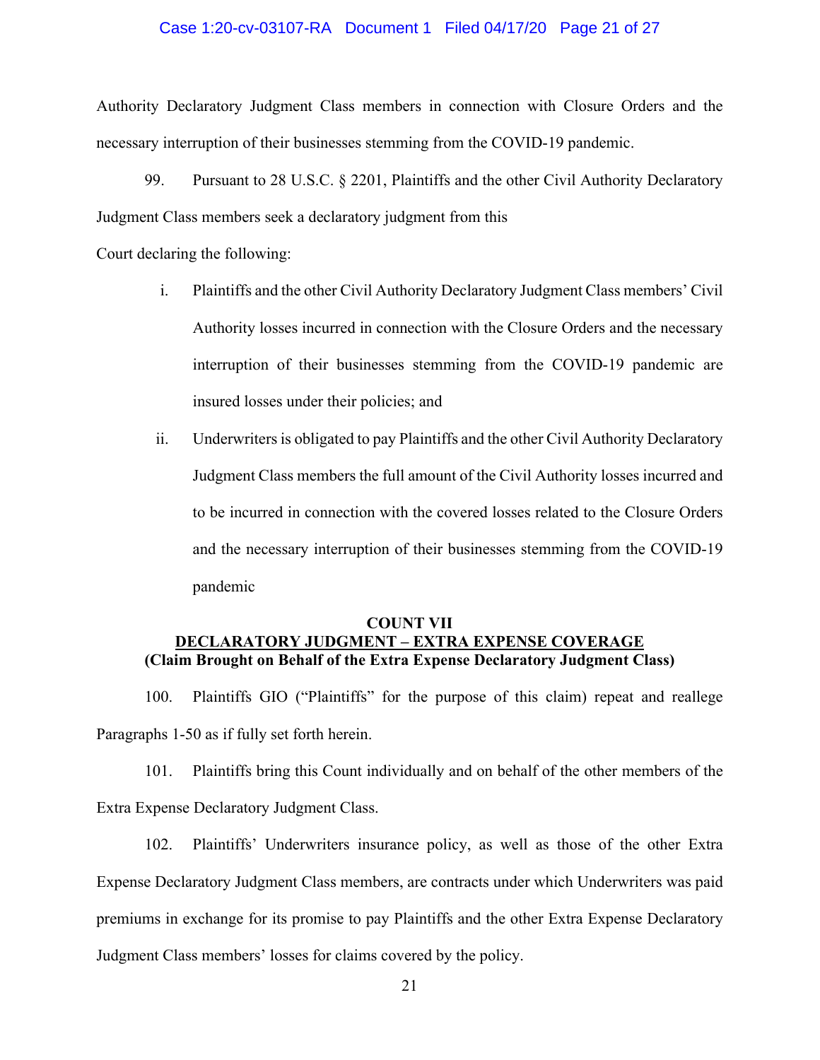Authority Declaratory Judgment Class members in connection with Closure Orders and the necessary interruption of their businesses stemming from the COVID-19 pandemic.

99. Pursuant to 28 U.S.C. § 2201, Plaintiffs and the other Civil Authority Declaratory Judgment Class members seek a declaratory judgment from this Court declaring the following:

i. Plaintiffs and the other Civil Authority Declaratory Judgment Class members' Civil Authority losses incurred in connection with the Closure Orders and the necessary interruption of their businesses stemming from the COVID-19 pandemic are insured losses under their policies; and

ii. Underwriters is obligated to pay Plaintiffs and the other Civil Authority Declaratory Judgment Class members the full amount of the Civil Authority losses incurred and to be incurred in connection with the covered losses related to the Closure Orders and the necessary interruption of their businesses stemming from the COVID-19 pandemic

**COUNT VII**
**<u>DECLARATORY JUDGMENT – EXTRA EXPENSE COVERAGE</u>**
**(Claim Brought on Behalf of the Extra Expense Declaratory Judgment Class)**

100. Plaintiffs GIO ("Plaintiffs" for the purpose of this claim) repeat and reallege Paragraphs 1-50 as if fully set forth herein.

101. Plaintiffs bring this Count individually and on behalf of the other members of the Extra Expense Declaratory Judgment Class.

102. Plaintiffs' Underwriters insurance policy, as well as those of the other Extra Expense Declaratory Judgment Class members, are contracts under which Underwriters was paid premiums in exchange for its promise to pay Plaintiffs and the other Extra Expense Declaratory Judgment Class members' losses for claims covered by the policy.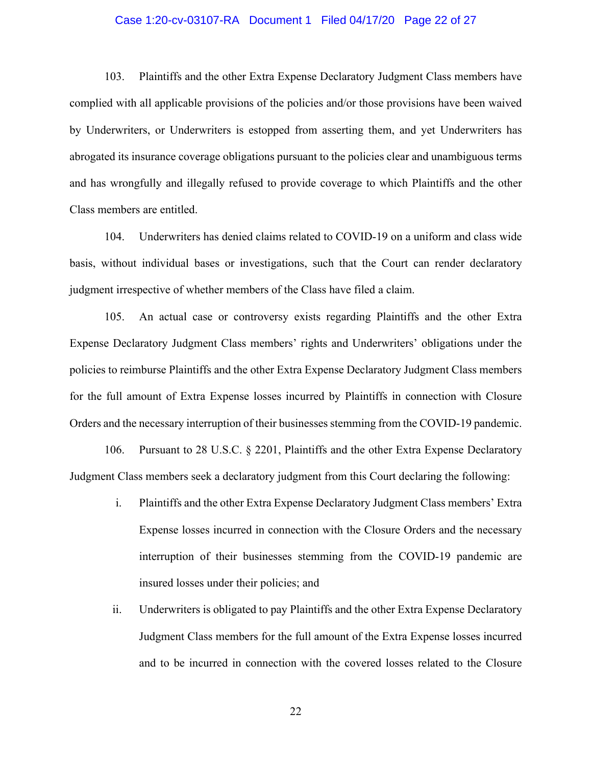103. Plaintiffs and the other Extra Expense Declaratory Judgment Class members have complied with all applicable provisions of the policies and/or those provisions have been waived by Underwriters, or Underwriters is estopped from asserting them, and yet Underwriters has abrogated its insurance coverage obligations pursuant to the policies clear and unambiguous terms and has wrongfully and illegally refused to provide coverage to which Plaintiffs and the other Class members are entitled.

104. Underwriters has denied claims related to COVID-19 on a uniform and class wide basis, without individual bases or investigations, such that the Court can render declaratory judgment irrespective of whether members of the Class have filed a claim.

105. An actual case or controversy exists regarding Plaintiffs and the other Extra Expense Declaratory Judgment Class members' rights and Underwriters' obligations under the policies to reimburse Plaintiffs and the other Extra Expense Declaratory Judgment Class members for the full amount of Extra Expense losses incurred by Plaintiffs in connection with Closure Orders and the necessary interruption of their businesses stemming from the COVID-19 pandemic.

106. Pursuant to 28 U.S.C. § 2201, Plaintiffs and the other Extra Expense Declaratory Judgment Class members seek a declaratory judgment from this Court declaring the following:

i. Plaintiffs and the other Extra Expense Declaratory Judgment Class members' Extra Expense losses incurred in connection with the Closure Orders and the necessary interruption of their businesses stemming from the COVID-19 pandemic are insured losses under their policies; and

ii. Underwriters is obligated to pay Plaintiffs and the other Extra Expense Declaratory Judgment Class members for the full amount of the Extra Expense losses incurred and to be incurred in connection with the covered losses related to the Closure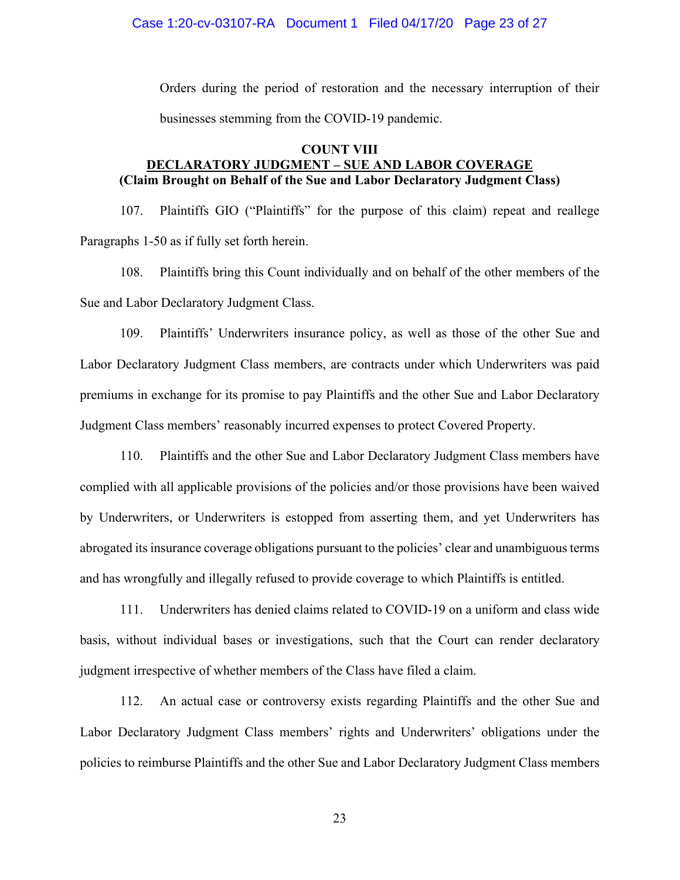Orders during the period of restoration and the necessary interruption of their businesses stemming from the COVID-19 pandemic.

**COUNT VIII**
**<u>DECLARATORY JUDGMENT – SUE AND LABOR COVERAGE</u>**
**(Claim Brought on Behalf of the Sue and Labor Declaratory Judgment Class)**

107. Plaintiffs GIO ("Plaintiffs" for the purpose of this claim) repeat and reallege Paragraphs 1-50 as if fully set forth herein.

108. Plaintiffs bring this Count individually and on behalf of the other members of the Sue and Labor Declaratory Judgment Class.

109. Plaintiffs' Underwriters insurance policy, as well as those of the other Sue and Labor Declaratory Judgment Class members, are contracts under which Underwriters was paid premiums in exchange for its promise to pay Plaintiffs and the other Sue and Labor Declaratory Judgment Class members' reasonably incurred expenses to protect Covered Property.

110. Plaintiffs and the other Sue and Labor Declaratory Judgment Class members have complied with all applicable provisions of the policies and/or those provisions have been waived by Underwriters, or Underwriters is estopped from asserting them, and yet Underwriters has abrogated its insurance coverage obligations pursuant to the policies' clear and unambiguous terms and has wrongfully and illegally refused to provide coverage to which Plaintiffs is entitled.

111. Underwriters has denied claims related to COVID-19 on a uniform and class wide basis, without individual bases or investigations, such that the Court can render declaratory judgment irrespective of whether members of the Class have filed a claim.

112. An actual case or controversy exists regarding Plaintiffs and the other Sue and Labor Declaratory Judgment Class members' rights and Underwriters' obligations under the policies to reimburse Plaintiffs and the other Sue and Labor Declaratory Judgment Class members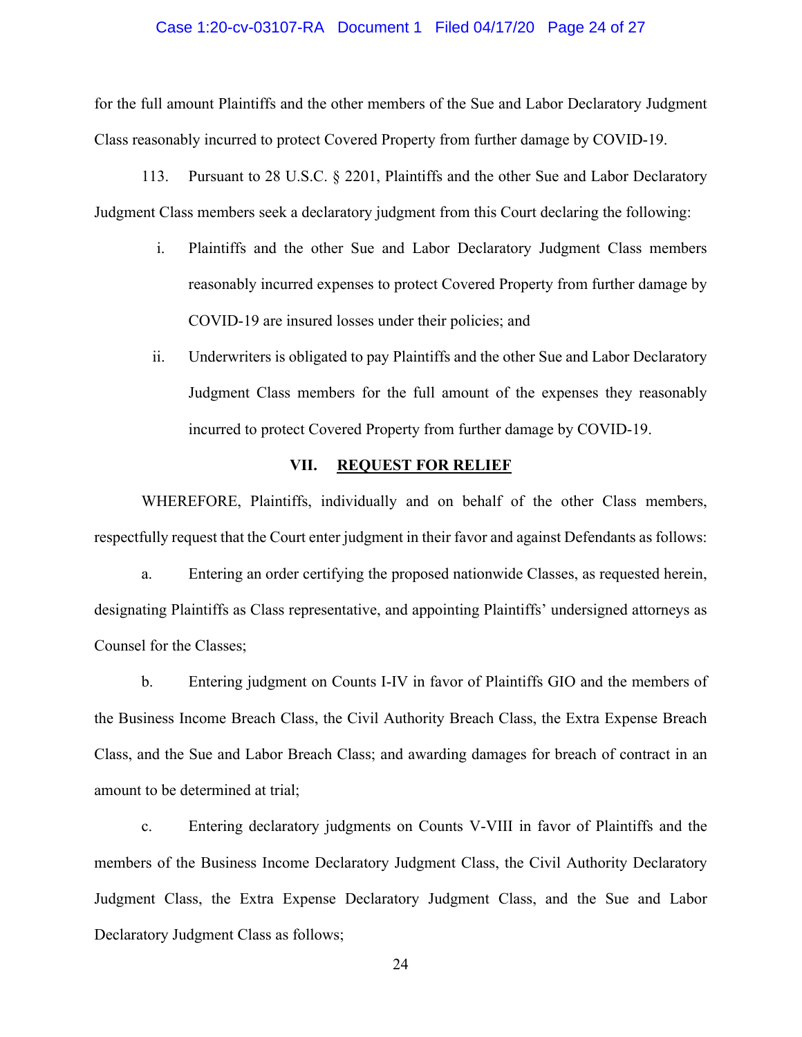for the full amount Plaintiffs and the other members of the Sue and Labor Declaratory Judgment Class reasonably incurred to protect Covered Property from further damage by COVID-19.

113. Pursuant to 28 U.S.C. § 2201, Plaintiffs and the other Sue and Labor Declaratory Judgment Class members seek a declaratory judgment from this Court declaring the following:

i. Plaintiffs and the other Sue and Labor Declaratory Judgment Class members reasonably incurred expenses to protect Covered Property from further damage by COVID-19 are insured losses under their policies; and

ii. Underwriters is obligated to pay Plaintiffs and the other Sue and Labor Declaratory Judgment Class members for the full amount of the expenses they reasonably incurred to protect Covered Property from further damage by COVID-19.

## VII. REQUEST FOR RELIEF

WHEREFORE, Plaintiffs, individually and on behalf of the other Class members, respectfully request that the Court enter judgment in their favor and against Defendants as follows:

a. Entering an order certifying the proposed nationwide Classes, as requested herein, designating Plaintiffs as Class representative, and appointing Plaintiffs' undersigned attorneys as Counsel for the Classes;

b. Entering judgment on Counts I-IV in favor of Plaintiffs GIO and the members of the Business Income Breach Class, the Civil Authority Breach Class, the Extra Expense Breach Class, and the Sue and Labor Breach Class; and awarding damages for breach of contract in an amount to be determined at trial;

c. Entering declaratory judgments on Counts V-VIII in favor of Plaintiffs and the members of the Business Income Declaratory Judgment Class, the Civil Authority Declaratory Judgment Class, the Extra Expense Declaratory Judgment Class, and the Sue and Labor Declaratory Judgment Class as follows;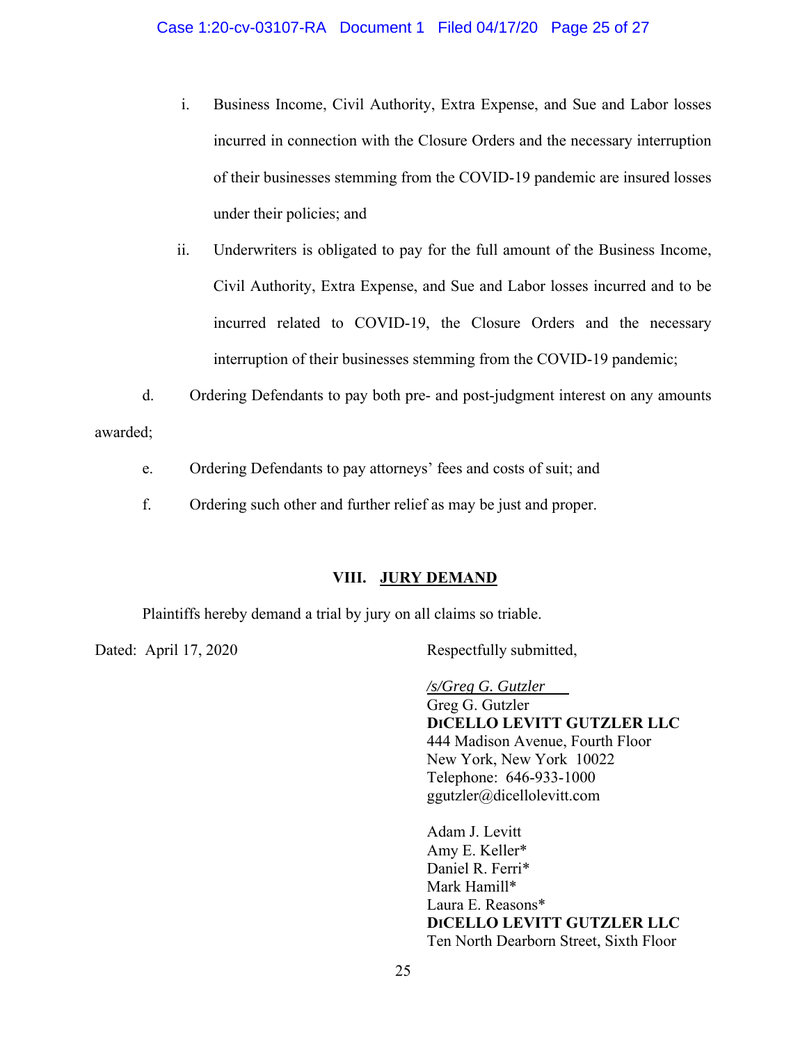i. Business Income, Civil Authority, Extra Expense, and Sue and Labor losses incurred in connection with the Closure Orders and the necessary interruption of their businesses stemming from the COVID-19 pandemic are insured losses under their policies; and

ii. Underwriters is obligated to pay for the full amount of the Business Income, Civil Authority, Extra Expense, and Sue and Labor losses incurred and to be incurred related to COVID-19, the Closure Orders and the necessary interruption of their businesses stemming from the COVID-19 pandemic;

d. Ordering Defendants to pay both pre- and post-judgment interest on any amounts awarded;

e. Ordering Defendants to pay attorneys' fees and costs of suit; and

f. Ordering such other and further relief as may be just and proper.

## VIII. JURY DEMAND

Plaintiffs hereby demand a trial by jury on all claims so triable.

Dated: April 17, 2020

Respectfully submitted,

*/s/Greg G. Gutzler*
Greg G. Gutzler
**DICELLO LEVITT GUTZLER LLC**
444 Madison Avenue, Fourth Floor
New York, New York 10022
Telephone: 646-933-1000
ggutzler@dicellolevitt.com

Adam J. Levitt
Amy E. Keller*
Daniel R. Ferri*
Mark Hamill*
Laura E. Reasons*
**DICELLO LEVITT GUTZLER LLC**
Ten North Dearborn Street, Sixth Floor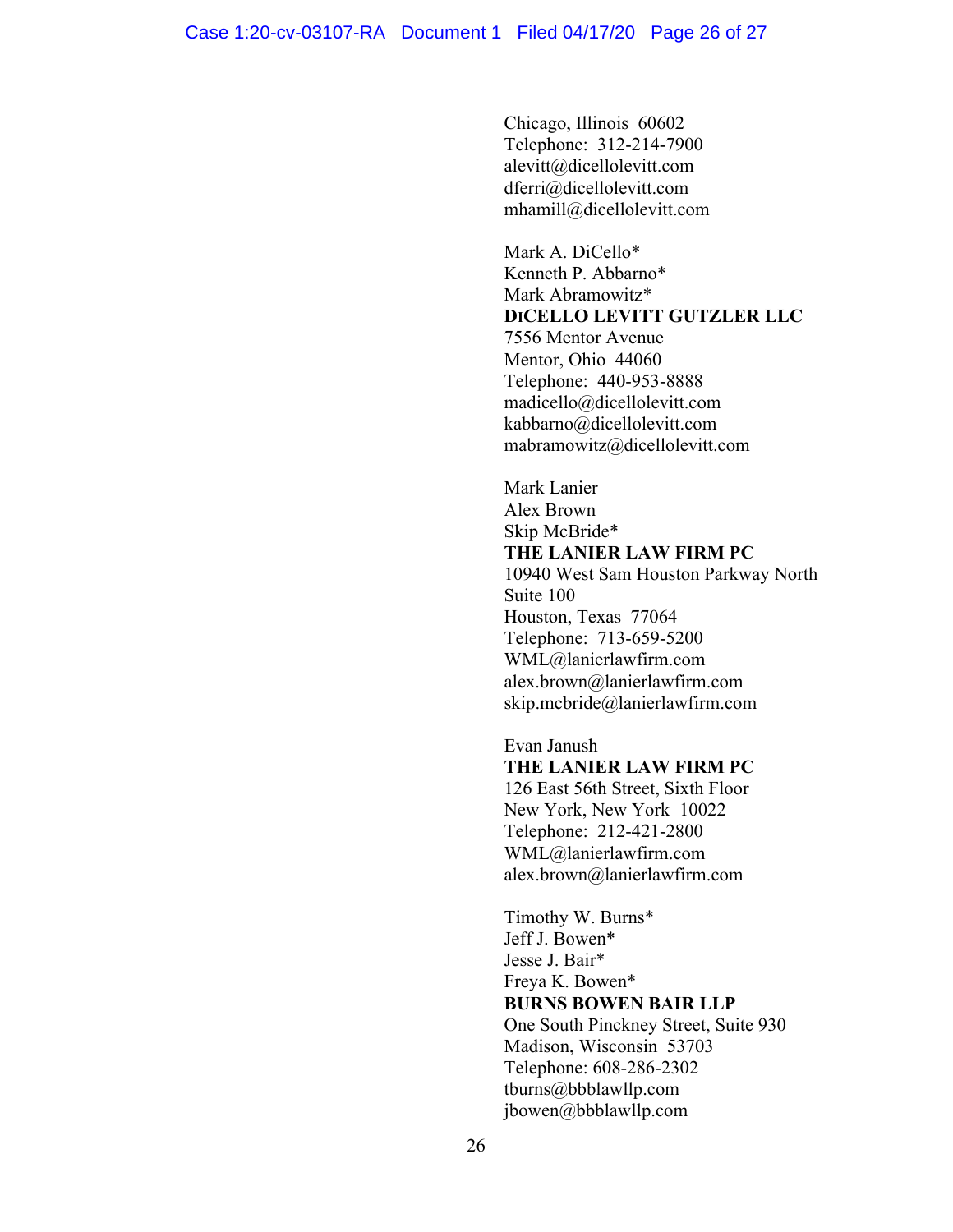Chicago, Illinois 60602
Telephone: 312-214-7900
alevitt@dicellolevitt.com
dferri@dicellolevitt.com
mhamill@dicellolevitt.com

Mark A. DiCello*
Kenneth P. Abbarno*
Mark Abramowitz*
**DICELLO LEVITT GUTZLER LLC**
7556 Mentor Avenue
Mentor, Ohio 44060
Telephone: 440-953-8888
madicello@dicellolevitt.com
kabbarno@dicellolevitt.com
mabramowitz@dicellolevitt.com

Mark Lanier
Alex Brown
Skip McBride*
**THE LANIER LAW FIRM PC**
10940 West Sam Houston Parkway North
Suite 100
Houston, Texas 77064
Telephone: 713-659-5200
WML@lanierlawfirm.com
alex.brown@lanierlawfirm.com
skip.mcbride@lanierlawfirm.com

Evan Janush
**THE LANIER LAW FIRM PC**
126 East 56th Street, Sixth Floor
New York, New York 10022
Telephone: 212-421-2800
WML@lanierlawfirm.com
alex.brown@lanierlawfirm.com

Timothy W. Burns*
Jeff J. Bowen*
Jesse J. Bair*
Freya K. Bowen*
**BURNS BOWEN BAIR LLP**
One South Pinckney Street, Suite 930
Madison, Wisconsin 53703
Telephone: 608-286-2302
tburns@bbblawllp.com
jbowen@bbblawllp.com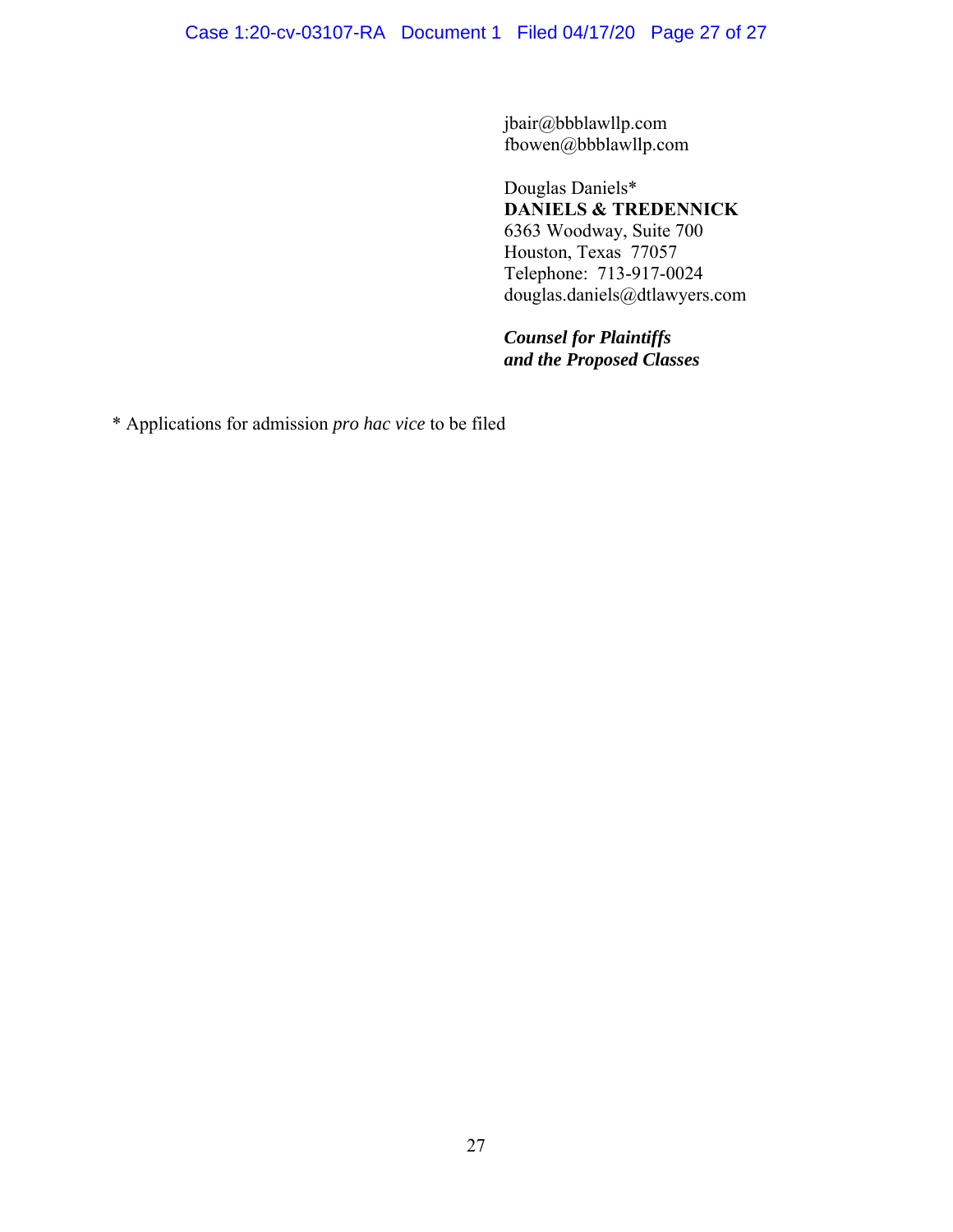jbair@bbblawllp.com
fbowen@bbblawllp.com

Douglas Daniels*
**DANIELS & TREDENNICK**
6363 Woodway, Suite 700
Houston, Texas 77057
Telephone: 713-917-0024
douglas.daniels@dtlawyers.com

***Counsel for Plaintiffs and the Proposed Classes***

* Applications for admission *pro hac vice* to be filed